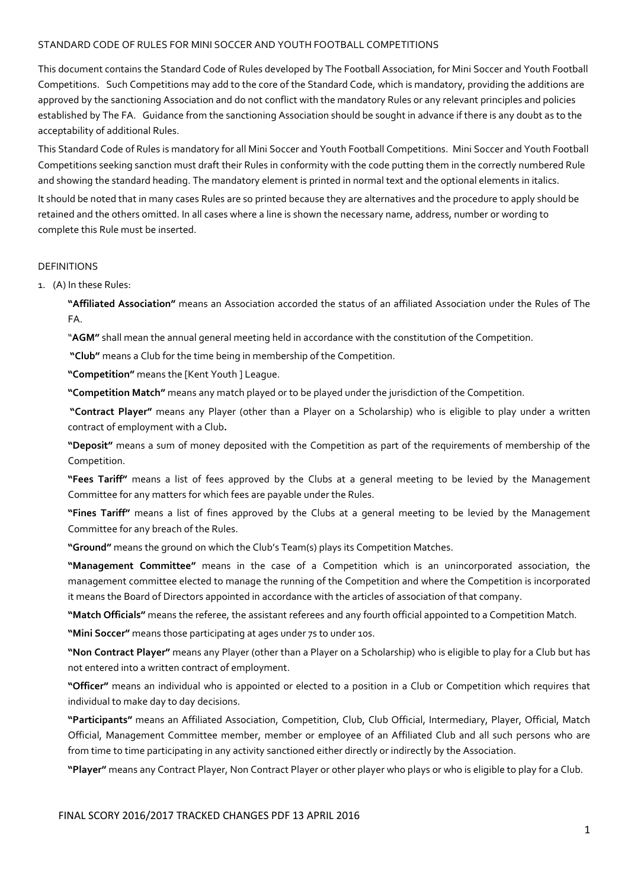STANDARD CODE OF RULES FOR MINI SOCCER AND YOUTH FOOTBALL COMPETITIONS

This document contains the Standard Code of Rules developed by The Football Association, for Mini Soccer and Youth Football Competitions. Such Competitions may add to the core of the Standard Code, which is mandatory, providing the additions are approved by the sanctioning Association and do not conflict with the mandatory Rules or any relevant principles and policies established by The FA. Guidance from the sanctioning Association should be sought in advance if there is any doubt as to the acceptability of additional Rules.

This Standard Code of Rules is mandatory for all Mini Soccer and Youth Football Competitions. Mini Soccer and Youth Football Competitions seeking sanction must draft their Rules in conformity with the code putting them in the correctly numbered Rule and showing the standard heading. The mandatory element is printed in normal text and the optional elements in italics.

It should be noted that in many cases Rules are so printed because they are alternatives and the procedure to apply should be retained and the others omitted. In all cases where a line is shown the necessary name, address, number or wording to complete this Rule must be inserted.

DEFINITIONS

1. (A) In these Rules:

   **"Affiliated Association"** means an Association accorded the status of an affiliated Association under the Rules of The FA.

   "**AGM"** shall mean the annual general meeting held in accordance with the constitution of the Competition.

   **"Club"** means a Club for the time being in membership of the Competition.

   **"Competition"** means the [Kent Youth ] League.

   **"Competition Match"** means any match played or to be played under the jurisdiction of the Competition.

   **"Contract Player"** means any Player (other than a Player on a Scholarship) who is eligible to play under a written contract of employment with a Club**.**

   **"Deposit"** means a sum of money deposited with the Competition as part of the requirements of membership of the Competition.

   **"Fees Tariff"** means a list of fees approved by the Clubs at a general meeting to be levied by the Management Committee for any matters for which fees are payable under the Rules.

   **"Fines Tariff"** means a list of fines approved by the Clubs at a general meeting to be levied by the Management Committee for any breach of the Rules.

   **"Ground"** means the ground on which the Club's Team(s) plays its Competition Matches.

   **"Management Committee"** means in the case of a Competition which is an unincorporated association, the management committee elected to manage the running of the Competition and where the Competition is incorporated it means the Board of Directors appointed in accordance with the articles of association of that company.

   **"Match Officials"** means the referee, the assistant referees and any fourth official appointed to a Competition Match.

   **"Mini Soccer"** means those participating at ages under 7s to under 10s.

   **"Non Contract Player"** means any Player (other than a Player on a Scholarship) who is eligible to play for a Club but has not entered into a written contract of employment.

   **"Officer"** means an individual who is appointed or elected to a position in a Club or Competition which requires that individual to make day to day decisions.

   **"Participants"** means an Affiliated Association, Competition, Club, Club Official, Intermediary, Player, Official, Match Official, Management Committee member, member or employee of an Affiliated Club and all such persons who are from time to time participating in any activity sanctioned either directly or indirectly by the Association.

   **"Player"** means any Contract Player, Non Contract Player or other player who plays or who is eligible to play for a Club.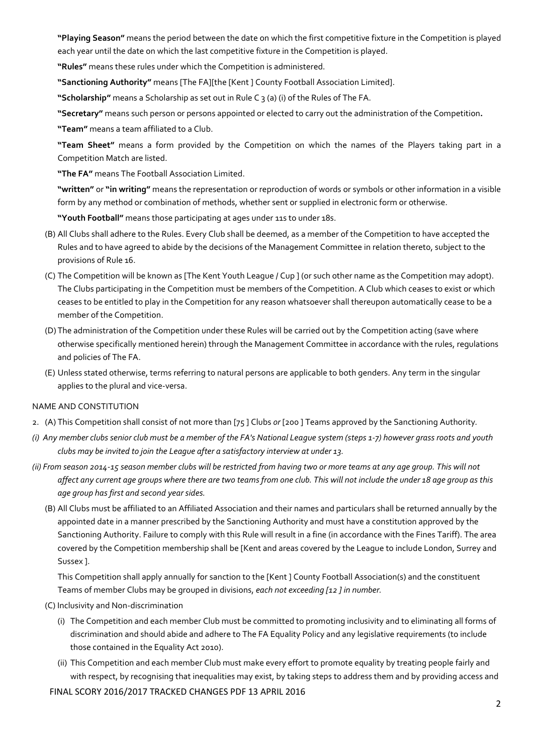**"Playing Season"** means the period between the date on which the first competitive fixture in the Competition is played each year until the date on which the last competitive fixture in the Competition is played.

**"Rules"** means these rules under which the Competition is administered.

**"Sanctioning Authority"** means [The FA][the [Kent ] County Football Association Limited].

**"Scholarship"** means a Scholarship as set out in Rule C 3 (a) (i) of the Rules of The FA.

**"Secretary"** means such person or persons appointed or elected to carry out the administration of the Competition**.**

**"Team"** means a team affiliated to a Club.

**"Team Sheet"** means a form provided by the Competition on which the names of the Players taking part in a Competition Match are listed.

**"The FA"** means The Football Association Limited.

**"written"** or **"in writing"** means the representation or reproduction of words or symbols or other information in a visible form by any method or combination of methods, whether sent or supplied in electronic form or otherwise.

**"Youth Football"** means those participating at ages under 11s to under 18s.

(B) All Clubs shall adhere to the Rules. Every Club shall be deemed, as a member of the Competition to have accepted the Rules and to have agreed to abide by the decisions of the Management Committee in relation thereto, subject to the provisions of Rule 16.

(C) The Competition will be known as [The Kent Youth League / Cup ] (or such other name as the Competition may adopt). The Clubs participating in the Competition must be members of the Competition. A Club which ceases to exist or which ceases to be entitled to play in the Competition for any reason whatsoever shall thereupon automatically cease to be a member of the Competition.

(D) The administration of the Competition under these Rules will be carried out by the Competition acting (save where otherwise specifically mentioned herein) through the Management Committee in accordance with the rules, regulations and policies of The FA.

(E) Unless stated otherwise, terms referring to natural persons are applicable to both genders. Any term in the singular applies to the plural and vice-versa.

NAME AND CONSTITUTION

2. (A) This Competition shall consist of not more than [75 ] Clubs *or* [200 ] Teams approved by the Sanctioning Authority.

*(i) Any member clubs senior club must be a member of the FA's National League system (steps 1-7) however grass roots and youth clubs may be invited to join the League after a satisfactory interview at under 13.*

*(ii) From season 2014-15 season member clubs will be restricted from having two or more teams at any age group. This will not affect any current age groups where there are two teams from one club. This will not include the under 18 age group as this age group has first and second year sides.*

(B) All Clubs must be affiliated to an Affiliated Association and their names and particulars shall be returned annually by the appointed date in a manner prescribed by the Sanctioning Authority and must have a constitution approved by the Sanctioning Authority. Failure to comply with this Rule will result in a fine (in accordance with the Fines Tariff). The area covered by the Competition membership shall be [Kent and areas covered by the League to include London, Surrey and Sussex ].

This Competition shall apply annually for sanction to the [Kent ] County Football Association(s) and the constituent Teams of member Clubs may be grouped in divisions, *each not exceeding [12 ] in number.*

(C) Inclusivity and Non-discrimination

(i) The Competition and each member Club must be committed to promoting inclusivity and to eliminating all forms of discrimination and should abide and adhere to The FA Equality Policy and any legislative requirements (to include those contained in the Equality Act 2010).

(ii) This Competition and each member Club must make every effort to promote equality by treating people fairly and with respect, by recognising that inequalities may exist, by taking steps to address them and by providing access and

FINAL SCORY 2016/2017 TRACKED CHANGES PDF 13 APRIL 2016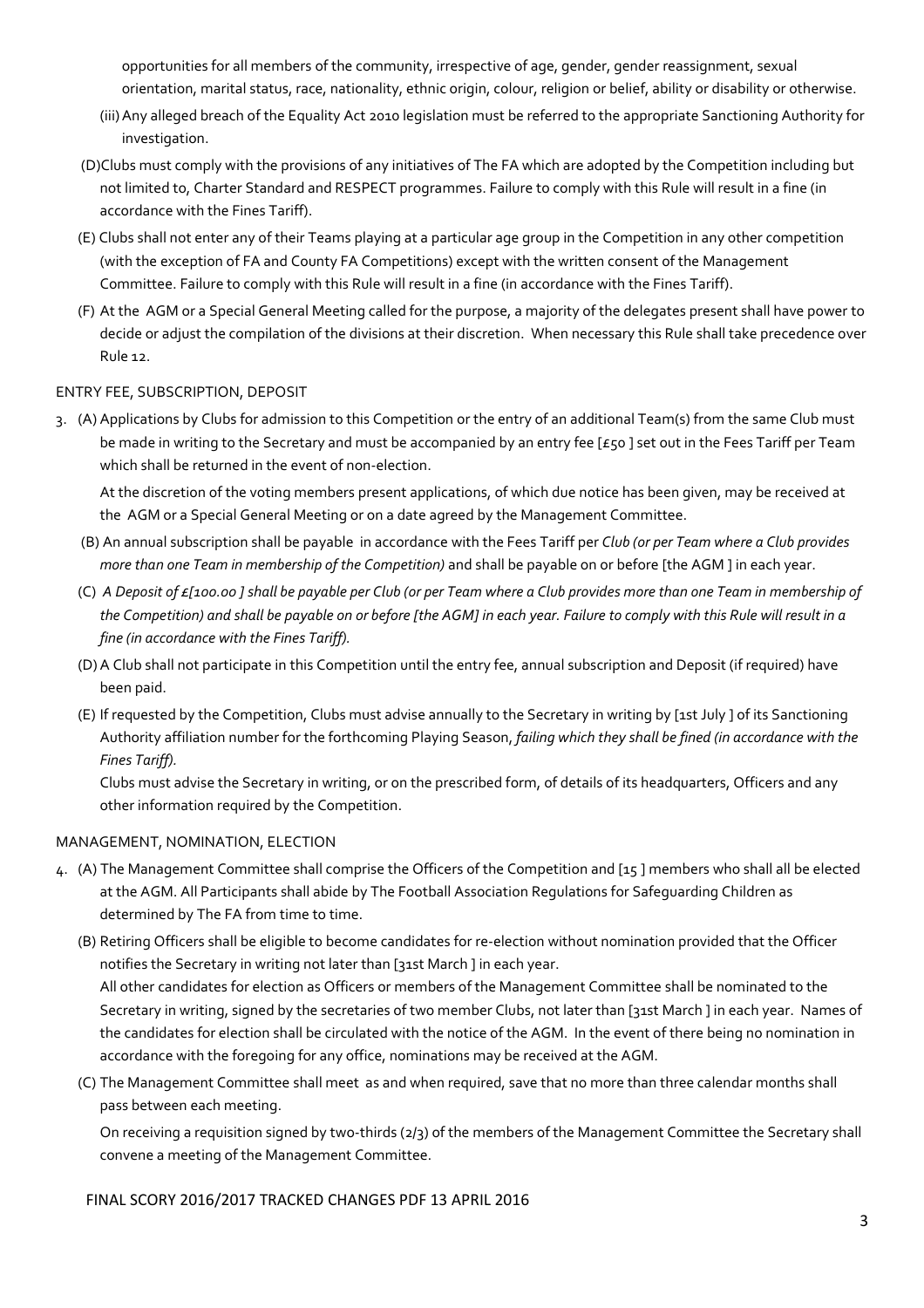opportunities for all members of the community, irrespective of age, gender, gender reassignment, sexual orientation, marital status, race, nationality, ethnic origin, colour, religion or belief, ability or disability or otherwise.

(iii) Any alleged breach of the Equality Act 2010 legislation must be referred to the appropriate Sanctioning Authority for investigation.

(D) Clubs must comply with the provisions of any initiatives of The FA which are adopted by the Competition including but not limited to, Charter Standard and RESPECT programmes. Failure to comply with this Rule will result in a fine (in accordance with the Fines Tariff).

(E) Clubs shall not enter any of their Teams playing at a particular age group in the Competition in any other competition (with the exception of FA and County FA Competitions) except with the written consent of the Management Committee. Failure to comply with this Rule will result in a fine (in accordance with the Fines Tariff).

(F) At the AGM or a Special General Meeting called for the purpose, a majority of the delegates present shall have power to decide or adjust the compilation of the divisions at their discretion. When necessary this Rule shall take precedence over Rule 12.

ENTRY FEE, SUBSCRIPTION, DEPOSIT

3. (A) Applications by Clubs for admission to this Competition or the entry of an additional Team(s) from the same Club must be made in writing to the Secretary and must be accompanied by an entry fee [£50 ] set out in the Fees Tariff per Team which shall be returned in the event of non-election.

   At the discretion of the voting members present applications, of which due notice has been given, may be received at the AGM or a Special General Meeting or on a date agreed by the Management Committee.

   (B) An annual subscription shall be payable in accordance with the Fees Tariff per *Club (or per Team where a Club provides more than one Team in membership of the Competition)* and shall be payable on or before [the AGM ] in each year.

   (C) *A Deposit of £[100.00 ] shall be payable per Club (or per Team where a Club provides more than one Team in membership of the Competition) and shall be payable on or before [the AGM] in each year. Failure to comply with this Rule will result in a fine (in accordance with the Fines Tariff).*

   (D) A Club shall not participate in this Competition until the entry fee, annual subscription and Deposit (if required) have been paid.

   (E) If requested by the Competition, Clubs must advise annually to the Secretary in writing by [1st July ] of its Sanctioning Authority affiliation number for the forthcoming Playing Season, *failing which they shall be fined (in accordance with the Fines Tariff).*

   Clubs must advise the Secretary in writing, or on the prescribed form, of details of its headquarters, Officers and any other information required by the Competition.

MANAGEMENT, NOMINATION, ELECTION

4. (A) The Management Committee shall comprise the Officers of the Competition and [15 ] members who shall all be elected at the AGM. All Participants shall abide by The Football Association Regulations for Safeguarding Children as determined by The FA from time to time.

   (B) Retiring Officers shall be eligible to become candidates for re-election without nomination provided that the Officer notifies the Secretary in writing not later than [31st March ] in each year.

   All other candidates for election as Officers or members of the Management Committee shall be nominated to the Secretary in writing, signed by the secretaries of two member Clubs, not later than [31st March ] in each year. Names of the candidates for election shall be circulated with the notice of the AGM. In the event of there being no nomination in accordance with the foregoing for any office, nominations may be received at the AGM.

   (C) The Management Committee shall meet as and when required, save that no more than three calendar months shall pass between each meeting.

   On receiving a requisition signed by two-thirds (2/3) of the members of the Management Committee the Secretary shall convene a meeting of the Management Committee.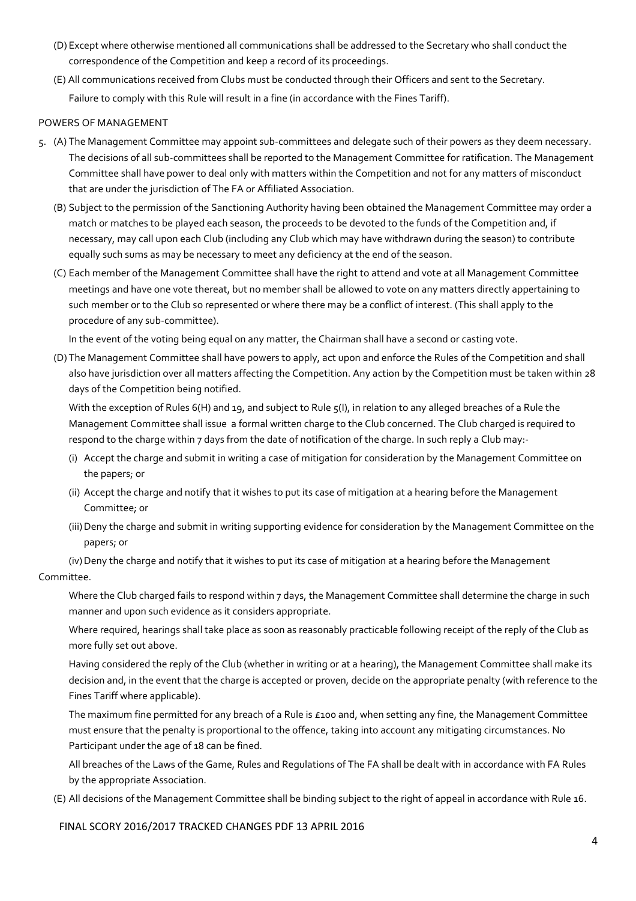(D) Except where otherwise mentioned all communications shall be addressed to the Secretary who shall conduct the correspondence of the Competition and keep a record of its proceedings.

(E) All communications received from Clubs must be conducted through their Officers and sent to the Secretary.

Failure to comply with this Rule will result in a fine (in accordance with the Fines Tariff).

POWERS OF MANAGEMENT

5. (A) The Management Committee may appoint sub-committees and delegate such of their powers as they deem necessary. The decisions of all sub-committees shall be reported to the Management Committee for ratification. The Management Committee shall have power to deal only with matters within the Competition and not for any matters of misconduct that are under the jurisdiction of The FA or Affiliated Association.

(B) Subject to the permission of the Sanctioning Authority having been obtained the Management Committee may order a match or matches to be played each season, the proceeds to be devoted to the funds of the Competition and, if necessary, may call upon each Club (including any Club which may have withdrawn during the season) to contribute equally such sums as may be necessary to meet any deficiency at the end of the season.

(C) Each member of the Management Committee shall have the right to attend and vote at all Management Committee meetings and have one vote thereat, but no member shall be allowed to vote on any matters directly appertaining to such member or to the Club so represented or where there may be a conflict of interest. (This shall apply to the procedure of any sub-committee).

In the event of the voting being equal on any matter, the Chairman shall have a second or casting vote.

(D) The Management Committee shall have powers to apply, act upon and enforce the Rules of the Competition and shall also have jurisdiction over all matters affecting the Competition. Any action by the Competition must be taken within 28 days of the Competition being notified.

With the exception of Rules 6(H) and 19, and subject to Rule 5(I), in relation to any alleged breaches of a Rule the Management Committee shall issue a formal written charge to the Club concerned. The Club charged is required to respond to the charge within 7 days from the date of notification of the charge. In such reply a Club may:-

(i) Accept the charge and submit in writing a case of mitigation for consideration by the Management Committee on the papers; or

(ii) Accept the charge and notify that it wishes to put its case of mitigation at a hearing before the Management Committee; or

(iii) Deny the charge and submit in writing supporting evidence for consideration by the Management Committee on the papers; or

(iv) Deny the charge and notify that it wishes to put its case of mitigation at a hearing before the Management Committee.

Where the Club charged fails to respond within 7 days, the Management Committee shall determine the charge in such manner and upon such evidence as it considers appropriate.

Where required, hearings shall take place as soon as reasonably practicable following receipt of the reply of the Club as more fully set out above.

Having considered the reply of the Club (whether in writing or at a hearing), the Management Committee shall make its decision and, in the event that the charge is accepted or proven, decide on the appropriate penalty (with reference to the Fines Tariff where applicable).

The maximum fine permitted for any breach of a Rule is £100 and, when setting any fine, the Management Committee must ensure that the penalty is proportional to the offence, taking into account any mitigating circumstances. No Participant under the age of 18 can be fined.

All breaches of the Laws of the Game, Rules and Regulations of The FA shall be dealt with in accordance with FA Rules by the appropriate Association.

(E) All decisions of the Management Committee shall be binding subject to the right of appeal in accordance with Rule 16.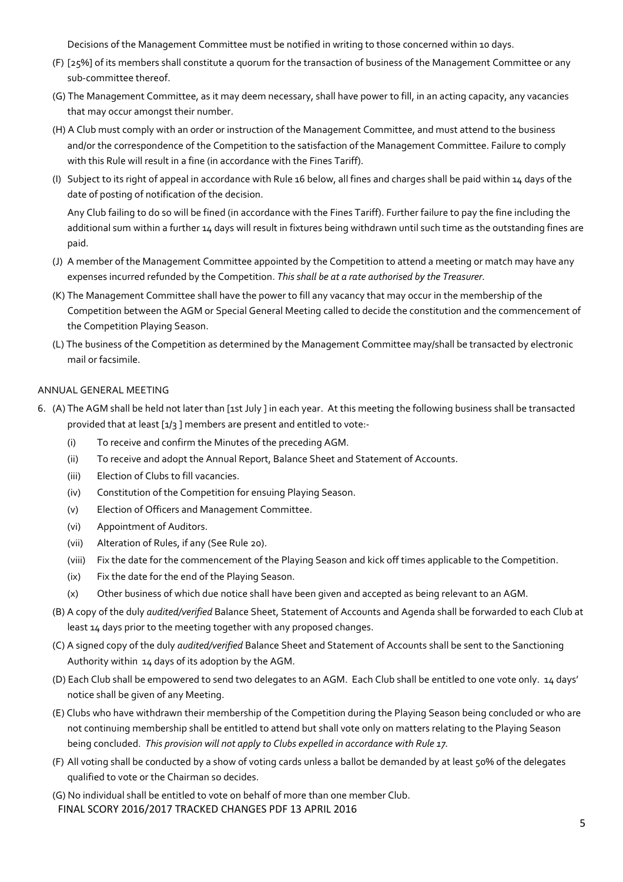Decisions of the Management Committee must be notified in writing to those concerned within 10 days.

(F) [25%] of its members shall constitute a quorum for the transaction of business of the Management Committee or any sub-committee thereof.

(G) The Management Committee, as it may deem necessary, shall have power to fill, in an acting capacity, any vacancies that may occur amongst their number.

(H) A Club must comply with an order or instruction of the Management Committee, and must attend to the business and/or the correspondence of the Competition to the satisfaction of the Management Committee. Failure to comply with this Rule will result in a fine (in accordance with the Fines Tariff).

(I) Subject to its right of appeal in accordance with Rule 16 below, all fines and charges shall be paid within 14 days of the date of posting of notification of the decision.

Any Club failing to do so will be fined (in accordance with the Fines Tariff). Further failure to pay the fine including the additional sum within a further 14 days will result in fixtures being withdrawn until such time as the outstanding fines are paid.

(J) A member of the Management Committee appointed by the Competition to attend a meeting or match may have any expenses incurred refunded by the Competition. *This shall be at a rate authorised by the Treasurer.*

(K) The Management Committee shall have the power to fill any vacancy that may occur in the membership of the Competition between the AGM or Special General Meeting called to decide the constitution and the commencement of the Competition Playing Season.

(L) The business of the Competition as determined by the Management Committee may/shall be transacted by electronic mail or facsimile.

ANNUAL GENERAL MEETING

6. (A) The AGM shall be held not later than [1st July ] in each year. At this meeting the following business shall be transacted provided that at least [1/3 ] members are present and entitled to vote:-

   (i) To receive and confirm the Minutes of the preceding AGM.
   (ii) To receive and adopt the Annual Report, Balance Sheet and Statement of Accounts.
   (iii) Election of Clubs to fill vacancies.
   (iv) Constitution of the Competition for ensuing Playing Season.
   (v) Election of Officers and Management Committee.
   (vi) Appointment of Auditors.
   (vii) Alteration of Rules, if any (See Rule 20).
   (viii) Fix the date for the commencement of the Playing Season and kick off times applicable to the Competition.
   (ix) Fix the date for the end of the Playing Season.
   (x) Other business of which due notice shall have been given and accepted as being relevant to an AGM.

   (B) A copy of the duly *audited/verified* Balance Sheet, Statement of Accounts and Agenda shall be forwarded to each Club at least 14 days prior to the meeting together with any proposed changes.

   (C) A signed copy of the duly *audited/verified* Balance Sheet and Statement of Accounts shall be sent to the Sanctioning Authority within 14 days of its adoption by the AGM.

   (D) Each Club shall be empowered to send two delegates to an AGM. Each Club shall be entitled to one vote only. 14 days' notice shall be given of any Meeting.

   (E) Clubs who have withdrawn their membership of the Competition during the Playing Season being concluded or who are not continuing membership shall be entitled to attend but shall vote only on matters relating to the Playing Season being concluded. *This provision will not apply to Clubs expelled in accordance with Rule 17.*

   (F) All voting shall be conducted by a show of voting cards unless a ballot be demanded by at least 50% of the delegates qualified to vote or the Chairman so decides.

   (G) No individual shall be entitled to vote on behalf of more than one member Club.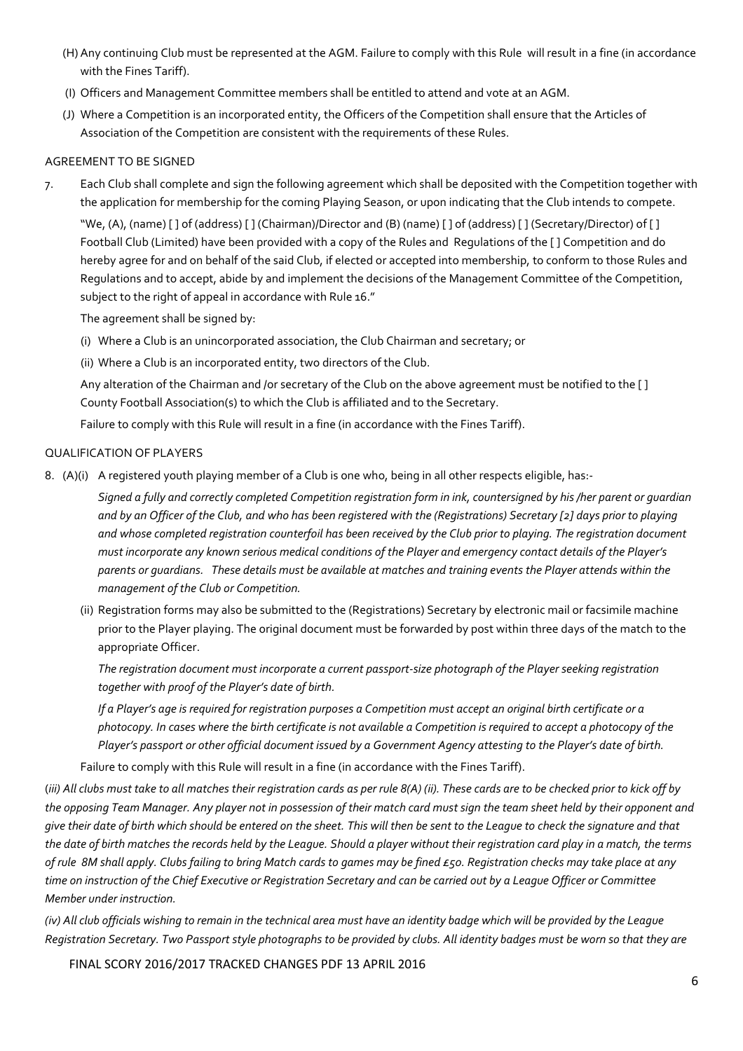(H) Any continuing Club must be represented at the AGM. Failure to comply with this Rule will result in a fine (in accordance with the Fines Tariff).

(I) Officers and Management Committee members shall be entitled to attend and vote at an AGM.

(J) Where a Competition is an incorporated entity, the Officers of the Competition shall ensure that the Articles of Association of the Competition are consistent with the requirements of these Rules.

AGREEMENT TO BE SIGNED

7. Each Club shall complete and sign the following agreement which shall be deposited with the Competition together with the application for membership for the coming Playing Season, or upon indicating that the Club intends to compete.

"We, (A), (name) [ ] of (address) [ ] (Chairman)/Director and (B) (name) [ ] of (address) [ ] (Secretary/Director) of [ ] Football Club (Limited) have been provided with a copy of the Rules and Regulations of the [ ] Competition and do hereby agree for and on behalf of the said Club, if elected or accepted into membership, to conform to those Rules and Regulations and to accept, abide by and implement the decisions of the Management Committee of the Competition, subject to the right of appeal in accordance with Rule 16."

The agreement shall be signed by:

(i) Where a Club is an unincorporated association, the Club Chairman and secretary; or

(ii) Where a Club is an incorporated entity, two directors of the Club.

Any alteration of the Chairman and /or secretary of the Club on the above agreement must be notified to the [ ] County Football Association(s) to which the Club is affiliated and to the Secretary.

Failure to comply with this Rule will result in a fine (in accordance with the Fines Tariff).

QUALIFICATION OF PLAYERS

8. (A)(i) A registered youth playing member of a Club is one who, being in all other respects eligible, has:-

*Signed a fully and correctly completed Competition registration form in ink, countersigned by his /her parent or guardian and by an Officer of the Club, and who has been registered with the (Registrations) Secretary [2] days prior to playing and whose completed registration counterfoil has been received by the Club prior to playing. The registration document must incorporate any known serious medical conditions of the Player and emergency contact details of the Player's parents or guardians. These details must be available at matches and training events the Player attends within the management of the Club or Competition.*

(ii) Registration forms may also be submitted to the (Registrations) Secretary by electronic mail or facsimile machine prior to the Player playing. The original document must be forwarded by post within three days of the match to the appropriate Officer.

*The registration document must incorporate a current passport-size photograph of the Player seeking registration together with proof of the Player's date of birth.*

*If a Player's age is required for registration purposes a Competition must accept an original birth certificate or a photocopy. In cases where the birth certificate is not available a Competition is required to accept a photocopy of the Player's passport or other official document issued by a Government Agency attesting to the Player's date of birth.*

Failure to comply with this Rule will result in a fine (in accordance with the Fines Tariff).

*(iii) All clubs must take to all matches their registration cards as per rule 8(A) (ii). These cards are to be checked prior to kick off by the opposing Team Manager. Any player not in possession of their match card must sign the team sheet held by their opponent and give their date of birth which should be entered on the sheet. This will then be sent to the League to check the signature and that the date of birth matches the records held by the League. Should a player without their registration card play in a match, the terms of rule 8M shall apply. Clubs failing to bring Match cards to games may be fined £50. Registration checks may take place at any time on instruction of the Chief Executive or Registration Secretary and can be carried out by a League Officer or Committee Member under instruction.*

*(iv) All club officials wishing to remain in the technical area must have an identity badge which will be provided by the League Registration Secretary. Two Passport style photographs to be provided by clubs. All identity badges must be worn so that they are*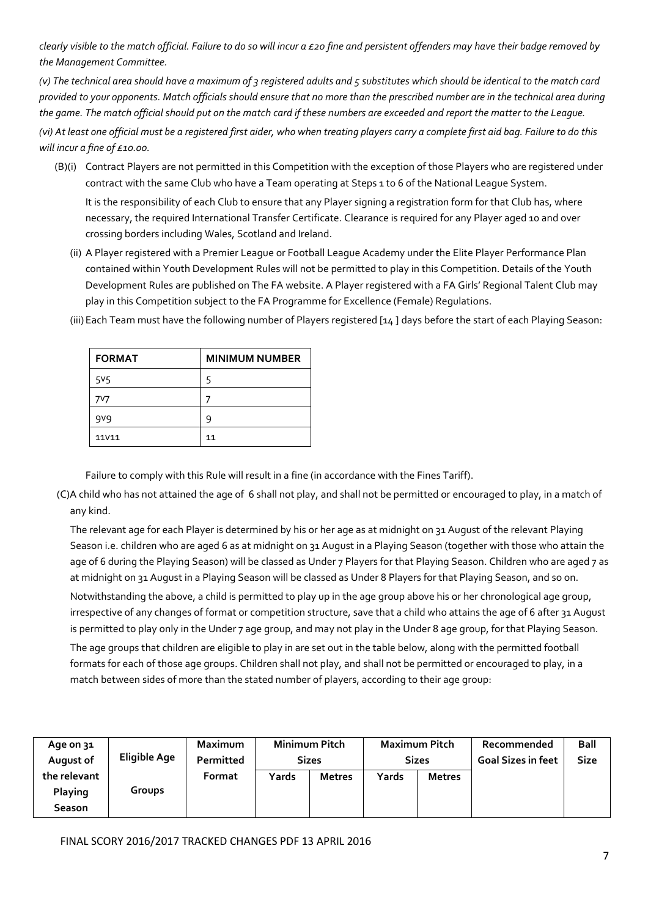*clearly visible to the match official. Failure to do so will incur a £20 fine and persistent offenders may have their badge removed by the Management Committee.*

*(v) The technical area should have a maximum of 3 registered adults and 5 substitutes which should be identical to the match card provided to your opponents. Match officials should ensure that no more than the prescribed number are in the technical area during the game. The match official should put on the match card if these numbers are exceeded and report the matter to the League.*

*(vi) At least one official must be a registered first aider, who when treating players carry a complete first aid bag. Failure to do this will incur a fine of £10.00.*

(B)(i) Contract Players are not permitted in this Competition with the exception of those Players who are registered under contract with the same Club who have a Team operating at Steps 1 to 6 of the National League System.

It is the responsibility of each Club to ensure that any Player signing a registration form for that Club has, where necessary, the required International Transfer Certificate. Clearance is required for any Player aged 10 and over crossing borders including Wales, Scotland and Ireland.

(ii) A Player registered with a Premier League or Football League Academy under the Elite Player Performance Plan contained within Youth Development Rules will not be permitted to play in this Competition. Details of the Youth Development Rules are published on The FA website. A Player registered with a FA Girls' Regional Talent Club may play in this Competition subject to the FA Programme for Excellence (Female) Regulations.

(iii) Each Team must have the following number of Players registered [14 ] days before the start of each Playing Season:

| FORMAT | MINIMUM NUMBER |
|---|---|
| 5v5 | 5 |
| 7v7 | 7 |
| 9v9 | 9 |
| 11v11 | 11 |

Failure to comply with this Rule will result in a fine (in accordance with the Fines Tariff).

(C) A child who has not attained the age of 6 shall not play, and shall not be permitted or encouraged to play, in a match of any kind.

The relevant age for each Player is determined by his or her age as at midnight on 31 August of the relevant Playing Season i.e. children who are aged 6 as at midnight on 31 August in a Playing Season (together with those who attain the age of 6 during the Playing Season) will be classed as Under 7 Players for that Playing Season. Children who are aged 7 as at midnight on 31 August in a Playing Season will be classed as Under 8 Players for that Playing Season, and so on.

Notwithstanding the above, a child is permitted to play up in the age group above his or her chronological age group, irrespective of any changes of format or competition structure, save that a child who attains the age of 6 after 31 August is permitted to play only in the Under 7 age group, and may not play in the Under 8 age group, for that Playing Season.

The age groups that children are eligible to play in are set out in the table below, along with the permitted football formats for each of those age groups. Children shall not play, and shall not be permitted or encouraged to play, in a match between sides of more than the stated number of players, according to their age group:

| Age on 31 August of the relevant Playing Season | Eligible Age Groups | Maximum Permitted Format | Minimum Pitch Sizes | | Maximum Pitch Sizes | | Recommended Goal Sizes in feet | Ball Size |
|---|---|---|---|---|---|---|---|---|
| | | | Yards | Metres | Yards | Metres | | |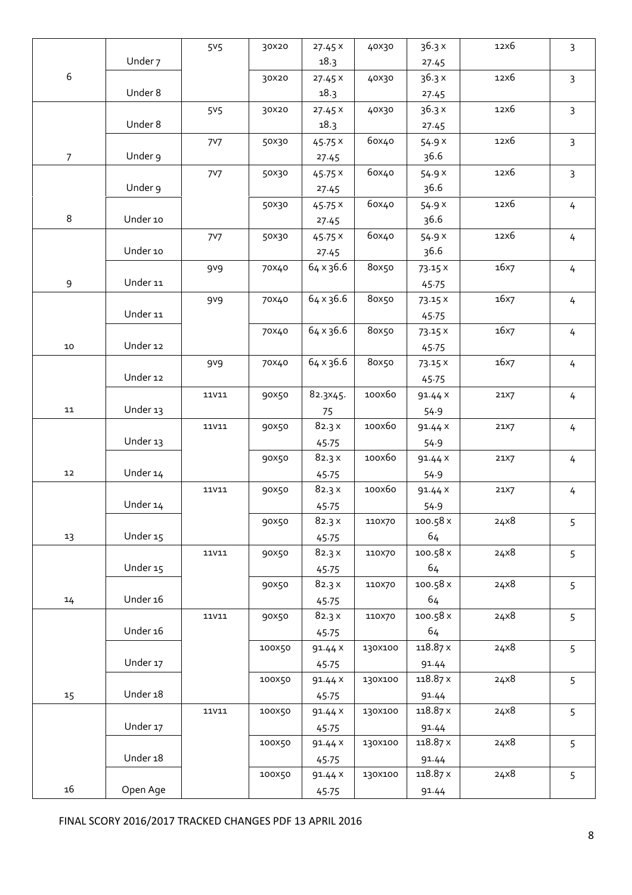| | | | | | | | | |
|---|---|---|---|---|---|---|---|---|
| 6 | Under 7 | 5v5 | 30x20 | 27.45 x 18.3 | 40x30 | 36.3 x 27.45 | 12x6 | 3 |
| | Under 8 | | 30x20 | 27.45 x 18.3 | 40x30 | 36.3 x 27.45 | 12x6 | 3 |
| 7 | Under 8 | 5v5 | 30x20 | 27.45 x 18.3 | 40x30 | 36.3 x 27.45 | 12x6 | 3 |
| | Under 9 | 7v7 | 50x30 | 45.75 x 27.45 | 60x40 | 54.9 x 36.6 | 12x6 | 3 |
| 8 | Under 9 | 7v7 | 50x30 | 45.75 x 27.45 | 60x40 | 54.9 x 36.6 | 12x6 | 3 |
| | Under 10 | | 50x30 | 45.75 x 27.45 | 60x40 | 54.9 x 36.6 | 12x6 | 4 |
| 9 | Under 10 | 7v7 | 50x30 | 45.75 x 27.45 | 60x40 | 54.9 x 36.6 | 12x6 | 4 |
| | Under 11 | 9v9 | 70x40 | 64 x 36.6 | 80x50 | 73.15 x 45.75 | 16x7 | 4 |
| 10 | Under 11 | 9v9 | 70x40 | 64 x 36.6 | 80x50 | 73.15 x 45.75 | 16x7 | 4 |
| | Under 12 | | 70x40 | 64 x 36.6 | 80x50 | 73.15 x 45.75 | 16x7 | 4 |
| 11 | Under 12 | 9v9 | 70x40 | 64 x 36.6 | 80x50 | 73.15 x 45.75 | 16x7 | 4 |
| | Under 13 | 11v11 | 90x50 | 82.3x45.75 | 100x60 | 91.44 x 54.9 | 21x7 | 4 |
| 12 | Under 13 | 11v11 | 90x50 | 82.3 x 45.75 | 100x60 | 91.44 x 54.9 | 21x7 | 4 |
| | Under 14 | | 90x50 | 82.3 x 45.75 | 100x60 | 91.44 x 54.9 | 21x7 | 4 |
| 13 | Under 14 | 11v11 | 90x50 | 82.3 x 45.75 | 100x60 | 91.44 x 54.9 | 21x7 | 4 |
| | Under 15 | | 90x50 | 82.3 x 45.75 | 110x70 | 100.58 x 64 | 24x8 | 5 |
| 14 | Under 15 | 11v11 | 90x50 | 82.3 x 45.75 | 110x70 | 100.58 x 64 | 24x8 | 5 |
| | Under 16 | | 90x50 | 82.3 x 45.75 | 110x70 | 100.58 x 64 | 24x8 | 5 |
| 15 | Under 16 | 11v11 | 90x50 | 82.3 x 45.75 | 110x70 | 100.58 x 64 | 24x8 | 5 |
| | Under 17 | | 100x50 | 91.44 x 45.75 | 130x100 | 118.87 x 91.44 | 24x8 | 5 |
| | Under 18 | | 100x50 | 91.44 x 45.75 | 130x100 | 118.87 x 91.44 | 24x8 | 5 |
| 16 | Under 17 | 11v11 | 100x50 | 91.44 x 45.75 | 130x100 | 118.87 x 91.44 | 24x8 | 5 |
| | Under 18 | | 100x50 | 91.44 x 45.75 | 130x100 | 118.87 x 91.44 | 24x8 | 5 |
| | Open Age | | 100x50 | 91.44 x 45.75 | 130x100 | 118.87 x 91.44 | 24x8 | 5 |

FINAL SCORY 2016/2017 TRACKED CHANGES PDF 13 APRIL 2016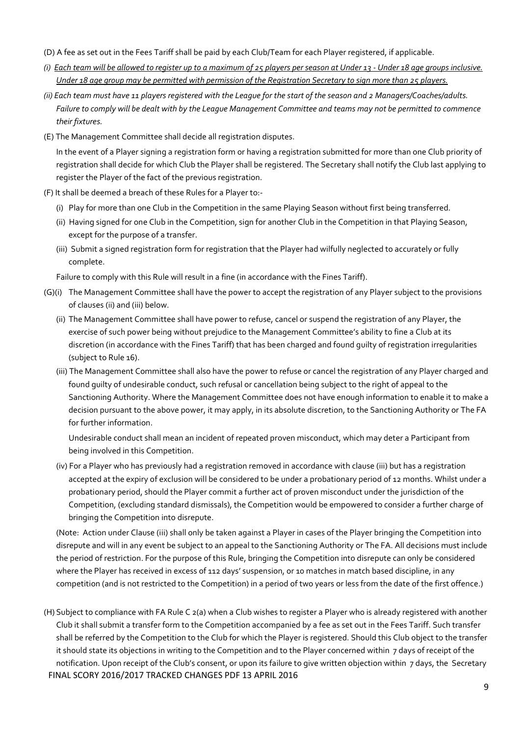(D) A fee as set out in the Fees Tariff shall be paid by each Club/Team for each Player registered, if applicable.

*(i) <u>Each team will be allowed to register up to a maximum of 25 players per season at Under 13 - Under 18 age groups inclusive. Under 18 age group may be permitted with permission of the Registration Secretary to sign more than 25 players.</u>*

*(ii) Each team must have 11 players registered with the League for the start of the season and 2 Managers/Coaches/adults. Failure to comply will be dealt with by the League Management Committee and teams may not be permitted to commence their fixtures.*

(E) The Management Committee shall decide all registration disputes.

In the event of a Player signing a registration form or having a registration submitted for more than one Club priority of registration shall decide for which Club the Player shall be registered. The Secretary shall notify the Club last applying to register the Player of the fact of the previous registration.

(F) It shall be deemed a breach of these Rules for a Player to:-

- (i) Play for more than one Club in the Competition in the same Playing Season without first being transferred.
- (ii) Having signed for one Club in the Competition, sign for another Club in the Competition in that Playing Season, except for the purpose of a transfer.
- (iii) Submit a signed registration form for registration that the Player had wilfully neglected to accurately or fully complete.

Failure to comply with this Rule will result in a fine (in accordance with the Fines Tariff).

(G)(i) The Management Committee shall have the power to accept the registration of any Player subject to the provisions of clauses (ii) and (iii) below.

(ii) The Management Committee shall have power to refuse, cancel or suspend the registration of any Player, the exercise of such power being without prejudice to the Management Committee's ability to fine a Club at its discretion (in accordance with the Fines Tariff) that has been charged and found guilty of registration irregularities (subject to Rule 16).

(iii) The Management Committee shall also have the power to refuse or cancel the registration of any Player charged and found guilty of undesirable conduct, such refusal or cancellation being subject to the right of appeal to the Sanctioning Authority. Where the Management Committee does not have enough information to enable it to make a decision pursuant to the above power, it may apply, in its absolute discretion, to the Sanctioning Authority or The FA for further information.

Undesirable conduct shall mean an incident of repeated proven misconduct, which may deter a Participant from being involved in this Competition.

(iv) For a Player who has previously had a registration removed in accordance with clause (iii) but has a registration accepted at the expiry of exclusion will be considered to be under a probationary period of 12 months. Whilst under a probationary period, should the Player commit a further act of proven misconduct under the jurisdiction of the Competition, (excluding standard dismissals), the Competition would be empowered to consider a further charge of bringing the Competition into disrepute.

(Note: Action under Clause (iii) shall only be taken against a Player in cases of the Player bringing the Competition into disrepute and will in any event be subject to an appeal to the Sanctioning Authority or The FA. All decisions must include the period of restriction. For the purpose of this Rule, bringing the Competition into disrepute can only be considered where the Player has received in excess of 112 days' suspension, or 10 matches in match based discipline, in any competition (and is not restricted to the Competition) in a period of two years or less from the date of the first offence.)

(H) Subject to compliance with FA Rule C 2(a) when a Club wishes to register a Player who is already registered with another Club it shall submit a transfer form to the Competition accompanied by a fee as set out in the Fees Tariff. Such transfer shall be referred by the Competition to the Club for which the Player is registered. Should this Club object to the transfer it should state its objections in writing to the Competition and to the Player concerned within 7 days of receipt of the notification. Upon receipt of the Club's consent, or upon its failure to give written objection within 7 days, the Secretary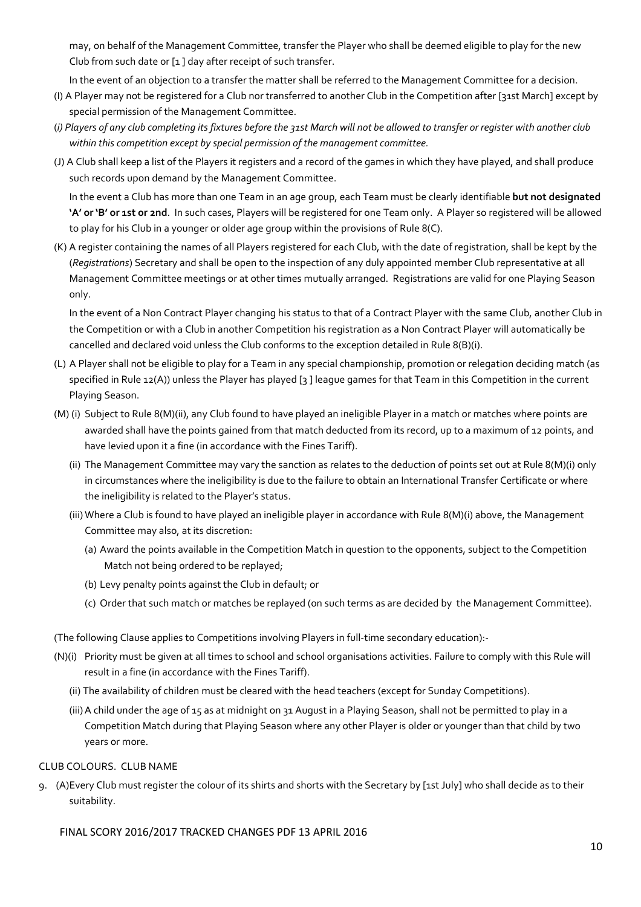may, on behalf of the Management Committee, transfer the Player who shall be deemed eligible to play for the new Club from such date or [1 ] day after receipt of such transfer.

In the event of an objection to a transfer the matter shall be referred to the Management Committee for a decision.

(I) A Player may not be registered for a Club nor transferred to another Club in the Competition after [31st March] except by special permission of the Management Committee.

(*i) Players of any club completing its fixtures before the 31st March will not be allowed to transfer or register with another club within this competition except by special permission of the management committee.*

(J) A Club shall keep a list of the Players it registers and a record of the games in which they have played, and shall produce such records upon demand by the Management Committee.

In the event a Club has more than one Team in an age group, each Team must be clearly identifiable **but not designated 'A' or 'B' or 1st or 2nd**. In such cases, Players will be registered for one Team only. A Player so registered will be allowed to play for his Club in a younger or older age group within the provisions of Rule 8(C).

(K) A register containing the names of all Players registered for each Club, with the date of registration, shall be kept by the (*Registrations*) Secretary and shall be open to the inspection of any duly appointed member Club representative at all Management Committee meetings or at other times mutually arranged. Registrations are valid for one Playing Season only.

In the event of a Non Contract Player changing his status to that of a Contract Player with the same Club, another Club in the Competition or with a Club in another Competition his registration as a Non Contract Player will automatically be cancelled and declared void unless the Club conforms to the exception detailed in Rule 8(B)(i).

(L) A Player shall not be eligible to play for a Team in any special championship, promotion or relegation deciding match (as specified in Rule 12(A)) unless the Player has played [3 ] league games for that Team in this Competition in the current Playing Season.

(M) (i) Subject to Rule 8(M)(ii), any Club found to have played an ineligible Player in a match or matches where points are awarded shall have the points gained from that match deducted from its record, up to a maximum of 12 points, and have levied upon it a fine (in accordance with the Fines Tariff).

(ii) The Management Committee may vary the sanction as relates to the deduction of points set out at Rule 8(M)(i) only in circumstances where the ineligibility is due to the failure to obtain an International Transfer Certificate or where the ineligibility is related to the Player's status.

(iii) Where a Club is found to have played an ineligible player in accordance with Rule 8(M)(i) above, the Management Committee may also, at its discretion:

(a) Award the points available in the Competition Match in question to the opponents, subject to the Competition Match not being ordered to be replayed;

(b) Levy penalty points against the Club in default; or

(c) Order that such match or matches be replayed (on such terms as are decided by the Management Committee).

(The following Clause applies to Competitions involving Players in full-time secondary education):-

(N)(i) Priority must be given at all times to school and school organisations activities. Failure to comply with this Rule will result in a fine (in accordance with the Fines Tariff).

(ii) The availability of children must be cleared with the head teachers (except for Sunday Competitions).

(iii) A child under the age of 15 as at midnight on 31 August in a Playing Season, shall not be permitted to play in a Competition Match during that Playing Season where any other Player is older or younger than that child by two years or more.

CLUB COLOURS. CLUB NAME

9. (A) Every Club must register the colour of its shirts and shorts with the Secretary by [1st July] who shall decide as to their suitability.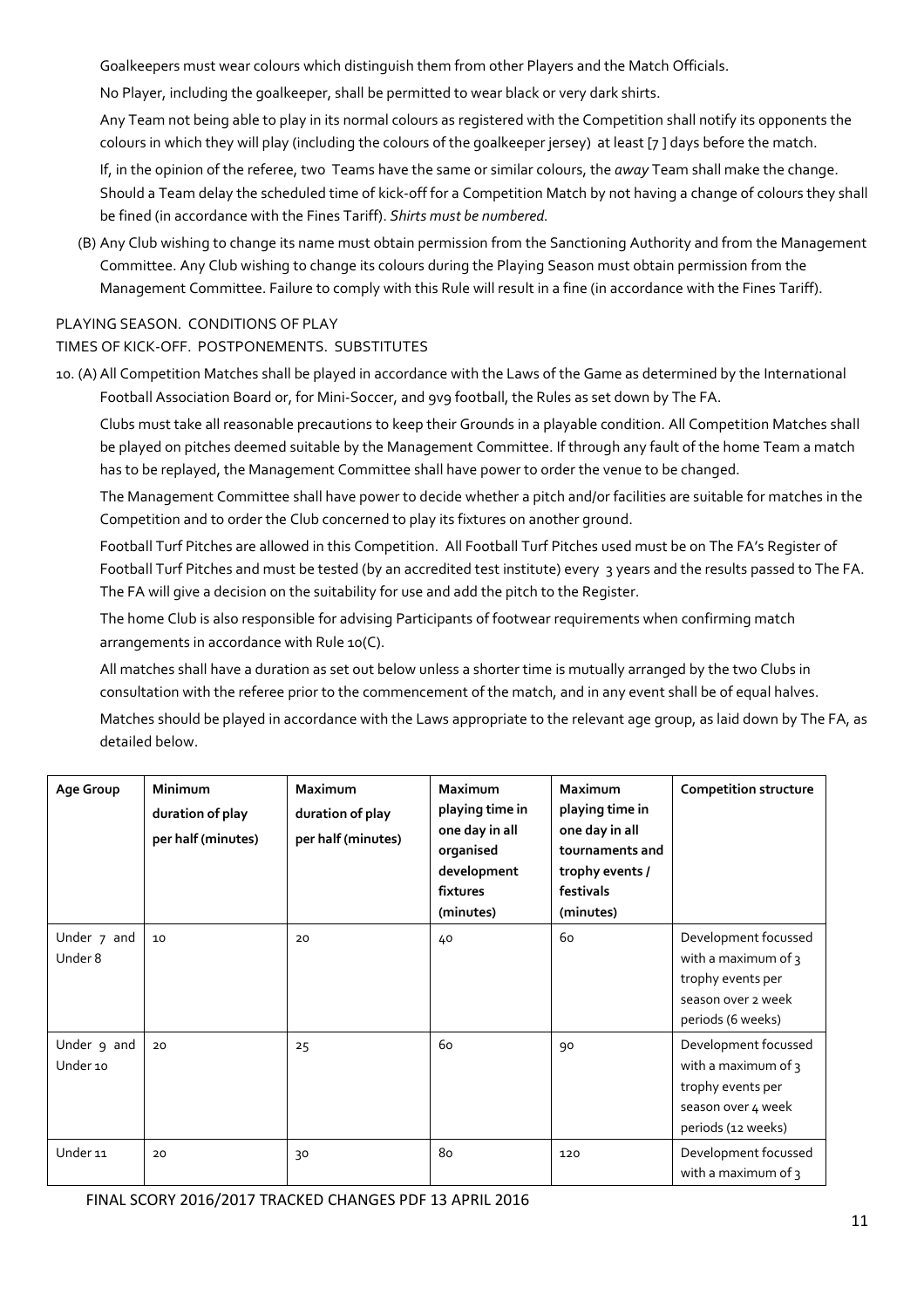Goalkeepers must wear colours which distinguish them from other Players and the Match Officials.

No Player, including the goalkeeper, shall be permitted to wear black or very dark shirts.

Any Team not being able to play in its normal colours as registered with the Competition shall notify its opponents the colours in which they will play (including the colours of the goalkeeper jersey) at least [7 ] days before the match.

If, in the opinion of the referee, two Teams have the same or similar colours, the *away* Team shall make the change. Should a Team delay the scheduled time of kick-off for a Competition Match by not having a change of colours they shall be fined (in accordance with the Fines Tariff). *Shirts must be numbered.*

(B) Any Club wishing to change its name must obtain permission from the Sanctioning Authority and from the Management Committee. Any Club wishing to change its colours during the Playing Season must obtain permission from the Management Committee. Failure to comply with this Rule will result in a fine (in accordance with the Fines Tariff).

PLAYING SEASON. CONDITIONS OF PLAY

TIMES OF KICK-OFF. POSTPONEMENTS. SUBSTITUTES

10. (A) All Competition Matches shall be played in accordance with the Laws of the Game as determined by the International Football Association Board or, for Mini-Soccer, and 9v9 football, the Rules as set down by The FA.

Clubs must take all reasonable precautions to keep their Grounds in a playable condition. All Competition Matches shall be played on pitches deemed suitable by the Management Committee. If through any fault of the home Team a match has to be replayed, the Management Committee shall have power to order the venue to be changed.

The Management Committee shall have power to decide whether a pitch and/or facilities are suitable for matches in the Competition and to order the Club concerned to play its fixtures on another ground.

Football Turf Pitches are allowed in this Competition. All Football Turf Pitches used must be on The FA's Register of Football Turf Pitches and must be tested (by an accredited test institute) every 3 years and the results passed to The FA. The FA will give a decision on the suitability for use and add the pitch to the Register.

The home Club is also responsible for advising Participants of footwear requirements when confirming match arrangements in accordance with Rule 10(C).

All matches shall have a duration as set out below unless a shorter time is mutually arranged by the two Clubs in consultation with the referee prior to the commencement of the match, and in any event shall be of equal halves.

Matches should be played in accordance with the Laws appropriate to the relevant age group, as laid down by The FA, as detailed below.

| Age Group | Minimum duration of play per half (minutes) | Maximum duration of play per half (minutes) | Maximum playing time in one day in all organised development fixtures (minutes) | Maximum playing time in one day in all tournaments and trophy events / festivals (minutes) | Competition structure |
|---|---|---|---|---|---|
| Under 7 and Under 8 | 10 | 20 | 40 | 60 | Development focussed with a maximum of 3 trophy events per season over 2 week periods (6 weeks) |
| Under 9 and Under 10 | 20 | 25 | 60 | 90 | Development focussed with a maximum of 3 trophy events per season over 4 week periods (12 weeks) |
| Under 11 | 20 | 30 | 80 | 120 | Development focussed with a maximum of 3 |

FINAL SCORY 2016/2017 TRACKED CHANGES PDF 13 APRIL 2016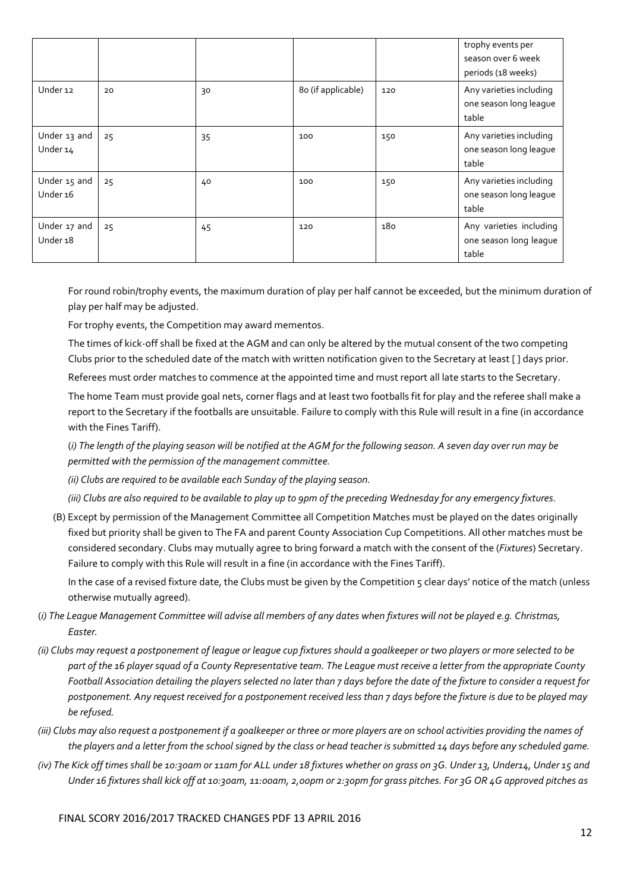| | | | | | trophy events per season over 6 week periods (18 weeks) |
|---|---|---|---|---|---|
| Under 12 | 20 | 30 | 80 (if applicable) | 120 | Any varieties including one season long league table |
| Under 13 and Under 14 | 25 | 35 | 100 | 150 | Any varieties including one season long league table |
| Under 15 and Under 16 | 25 | 40 | 100 | 150 | Any varieties including one season long league table |
| Under 17 and Under 18 | 25 | 45 | 120 | 180 | Any varieties including one season long league table |

For round robin/trophy events, the maximum duration of play per half cannot be exceeded, but the minimum duration of play per half may be adjusted.

For trophy events, the Competition may award mementos.

The times of kick-off shall be fixed at the AGM and can only be altered by the mutual consent of the two competing Clubs prior to the scheduled date of the match with written notification given to the Secretary at least [ ] days prior.

Referees must order matches to commence at the appointed time and must report all late starts to the Secretary.

The home Team must provide goal nets, corner flags and at least two footballs fit for play and the referee shall make a report to the Secretary if the footballs are unsuitable. Failure to comply with this Rule will result in a fine (in accordance with the Fines Tariff).

(*i) The length of the playing season will be notified at the AGM for the following season. A seven day over run may be permitted with the permission of the management committee.*

*(ii) Clubs are required to be available each Sunday of the playing season.*

*(iii) Clubs are also required to be available to play up to 9pm of the preceding Wednesday for any emergency fixtures.*

(B) Except by permission of the Management Committee all Competition Matches must be played on the dates originally fixed but priority shall be given to The FA and parent County Association Cup Competitions. All other matches must be considered secondary. Clubs may mutually agree to bring forward a match with the consent of the (*Fixtures*) Secretary. Failure to comply with this Rule will result in a fine (in accordance with the Fines Tariff).

In the case of a revised fixture date, the Clubs must be given by the Competition 5 clear days' notice of the match (unless otherwise mutually agreed).

(*i) The League Management Committee will advise all members of any dates when fixtures will not be played e.g. Christmas, Easter.*

*(ii) Clubs may request a postponement of league or league cup fixtures should a goalkeeper or two players or more selected to be part of the 16 player squad of a County Representative team. The League must receive a letter from the appropriate County Football Association detailing the players selected no later than 7 days before the date of the fixture to consider a request for postponement. Any request received for a postponement received less than 7 days before the fixture is due to be played may be refused.*

*(iii) Clubs may also request a postponement if a goalkeeper or three or more players are on school activities providing the names of the players and a letter from the school signed by the class or head teacher is submitted 14 days before any scheduled game.*

*(iv) The Kick off times shall be 10:30am or 11am for ALL under 18 fixtures whether on grass on 3G. Under 13, Under14, Under 15 and Under 16 fixtures shall kick off at 10:30am, 11:00am, 2,00pm or 2:30pm for grass pitches. For 3G OR 4G approved pitches as*

FINAL SCORY 2016/2017 TRACKED CHANGES PDF 13 APRIL 2016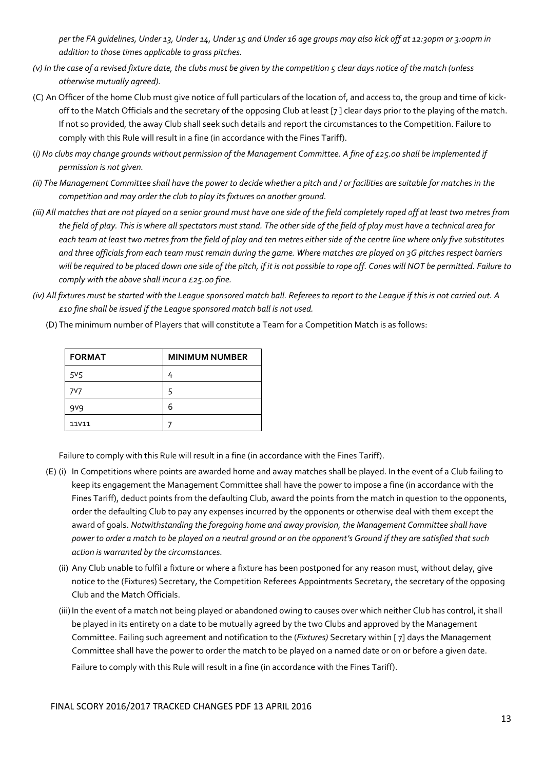*per the FA guidelines, Under 13, Under 14, Under 15 and Under 16 age groups may also kick off at 12:30pm or 3:00pm in addition to those times applicable to grass pitches.*

*(v) In the case of a revised fixture date, the clubs must be given by the competition 5 clear days notice of the match (unless otherwise mutually agreed).*

(C) An Officer of the home Club must give notice of full particulars of the location of, and access to, the group and time of kick-off to the Match Officials and the secretary of the opposing Club at least [7 ] clear days prior to the playing of the match. If not so provided, the away Club shall seek such details and report the circumstances to the Competition. Failure to comply with this Rule will result in a fine (in accordance with the Fines Tariff).

(*i) No clubs may change grounds without permission of the Management Committee. A fine of £25.00 shall be implemented if permission is not given.*

*(ii) The Management Committee shall have the power to decide whether a pitch and / or facilities are suitable for matches in the competition and may order the club to play its fixtures on another ground.*

*(iii) All matches that are not played on a senior ground must have one side of the field completely roped off at least two metres from the field of play. This is where all spectators must stand. The other side of the field of play must have a technical area for each team at least two metres from the field of play and ten metres either side of the centre line where only five substitutes and three officials from each team must remain during the game. Where matches are played on 3G pitches respect barriers will be required to be placed down one side of the pitch, if it is not possible to rope off. Cones will NOT be permitted. Failure to comply with the above shall incur a £25.00 fine.*

*(iv) All fixtures must be started with the League sponsored match ball. Referees to report to the League if this is not carried out. A £10 fine shall be issued if the League sponsored match ball is not used.*

(D) The minimum number of Players that will constitute a Team for a Competition Match is as follows:

| FORMAT | MINIMUM NUMBER |
|---|---|
| 5v5 | 4 |
| 7v7 | 5 |
| 9v9 | 6 |
| 11v11 | 7 |

Failure to comply with this Rule will result in a fine (in accordance with the Fines Tariff).

(E) (i) In Competitions where points are awarded home and away matches shall be played. In the event of a Club failing to keep its engagement the Management Committee shall have the power to impose a fine (in accordance with the Fines Tariff), deduct points from the defaulting Club, award the points from the match in question to the opponents, order the defaulting Club to pay any expenses incurred by the opponents or otherwise deal with them except the award of goals. *Notwithstanding the foregoing home and away provision, the Management Committee shall have power to order a match to be played on a neutral ground or on the opponent's Ground if they are satisfied that such action is warranted by the circumstances.*

(ii) Any Club unable to fulfil a fixture or where a fixture has been postponed for any reason must, without delay, give notice to the (Fixtures) Secretary, the Competition Referees Appointments Secretary, the secretary of the opposing Club and the Match Officials.

(iii) In the event of a match not being played or abandoned owing to causes over which neither Club has control, it shall be played in its entirety on a date to be mutually agreed by the two Clubs and approved by the Management Committee. Failing such agreement and notification to the (*Fixtures)* Secretary within [ 7] days the Management Committee shall have the power to order the match to be played on a named date or on or before a given date.

Failure to comply with this Rule will result in a fine (in accordance with the Fines Tariff).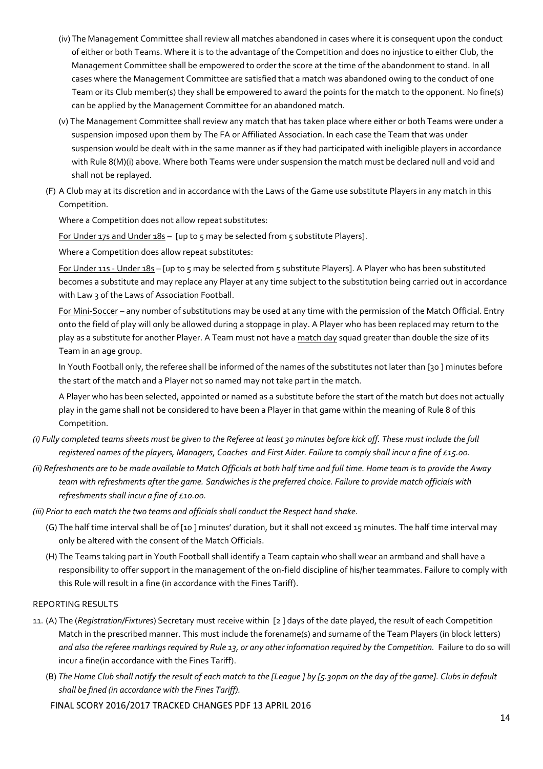(iv) The Management Committee shall review all matches abandoned in cases where it is consequent upon the conduct of either or both Teams. Where it is to the advantage of the Competition and does no injustice to either Club, the Management Committee shall be empowered to order the score at the time of the abandonment to stand. In all cases where the Management Committee are satisfied that a match was abandoned owing to the conduct of one Team or its Club member(s) they shall be empowered to award the points for the match to the opponent. No fine(s) can be applied by the Management Committee for an abandoned match.

(v) The Management Committee shall review any match that has taken place where either or both Teams were under a suspension imposed upon them by The FA or Affiliated Association. In each case the Team that was under suspension would be dealt with in the same manner as if they had participated with ineligible players in accordance with Rule 8(M)(i) above. Where both Teams were under suspension the match must be declared null and void and shall not be replayed.

(F) A Club may at its discretion and in accordance with the Laws of the Game use substitute Players in any match in this Competition.

Where a Competition does not allow repeat substitutes:

For Under 17s and Under 18s – [up to 5 may be selected from 5 substitute Players].

Where a Competition does allow repeat substitutes:

For Under 11s - Under 18s – [up to 5 may be selected from 5 substitute Players]. A Player who has been substituted becomes a substitute and may replace any Player at any time subject to the substitution being carried out in accordance with Law 3 of the Laws of Association Football.

For Mini-Soccer – any number of substitutions may be used at any time with the permission of the Match Official. Entry onto the field of play will only be allowed during a stoppage in play. A Player who has been replaced may return to the play as a substitute for another Player. A Team must not have a match day squad greater than double the size of its Team in an age group.

In Youth Football only, the referee shall be informed of the names of the substitutes not later than [30 ] minutes before the start of the match and a Player not so named may not take part in the match.

A Player who has been selected, appointed or named as a substitute before the start of the match but does not actually play in the game shall not be considered to have been a Player in that game within the meaning of Rule 8 of this Competition.

*(i) Fully completed teams sheets must be given to the Referee at least 30 minutes before kick off. These must include the full registered names of the players, Managers, Coaches and First Aider. Failure to comply shall incur a fine of £15.00.*

*(ii) Refreshments are to be made available to Match Officials at both half time and full time. Home team is to provide the Away team with refreshments after the game. Sandwiches is the preferred choice. Failure to provide match officials with refreshments shall incur a fine of £10.00.*

*(iii) Prior to each match the two teams and officials shall conduct the Respect hand shake.*

(G) The half time interval shall be of [10 ] minutes' duration, but it shall not exceed 15 minutes. The half time interval may only be altered with the consent of the Match Officials.

(H) The Teams taking part in Youth Football shall identify a Team captain who shall wear an armband and shall have a responsibility to offer support in the management of the on-field discipline of his/her teammates. Failure to comply with this Rule will result in a fine (in accordance with the Fines Tariff).

## REPORTING RESULTS

11. (A) The (*Registration/Fixtures*) Secretary must receive within [2 ] days of the date played, the result of each Competition Match in the prescribed manner. This must include the forename(s) and surname of the Team Players (in block letters) *and also the referee markings required by Rule 13, or any other information required by the Competition.* Failure to do so will incur a fine(in accordance with the Fines Tariff).

(B) *The Home Club shall notify the result of each match to the [League ] by [5.30pm on the day of the game]. Clubs in default shall be fined (in accordance with the Fines Tariff).*

FINAL SCORY 2016/2017 TRACKED CHANGES PDF 13 APRIL 2016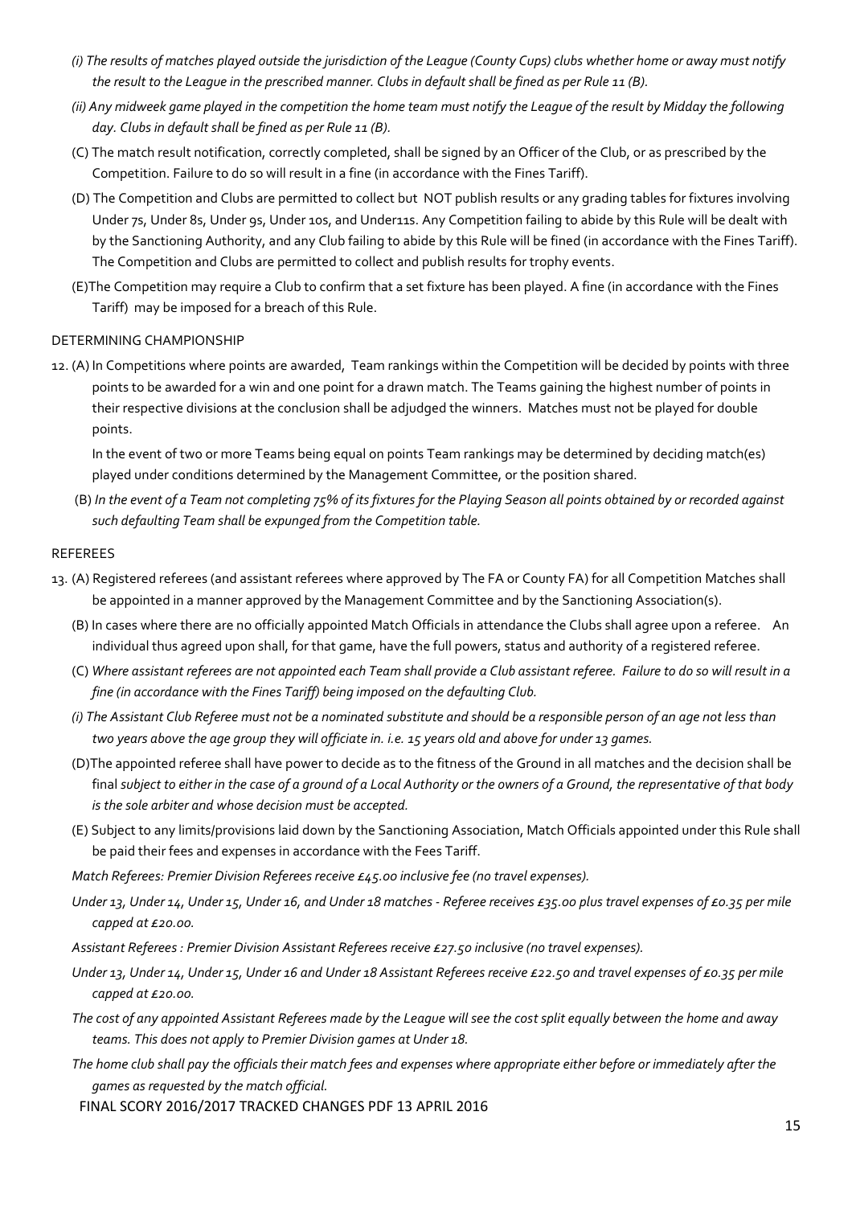*(i) The results of matches played outside the jurisdiction of the League (County Cups) clubs whether home or away must notify the result to the League in the prescribed manner. Clubs in default shall be fined as per Rule 11 (B).*

*(ii) Any midweek game played in the competition the home team must notify the League of the result by Midday the following day. Clubs in default shall be fined as per Rule 11 (B).*

(C) The match result notification, correctly completed, shall be signed by an Officer of the Club, or as prescribed by the Competition. Failure to do so will result in a fine (in accordance with the Fines Tariff).

(D) The Competition and Clubs are permitted to collect but NOT publish results or any grading tables for fixtures involving Under 7s, Under 8s, Under 9s, Under 10s, and Under11s. Any Competition failing to abide by this Rule will be dealt with by the Sanctioning Authority, and any Club failing to abide by this Rule will be fined (in accordance with the Fines Tariff). The Competition and Clubs are permitted to collect and publish results for trophy events.

(E)The Competition may require a Club to confirm that a set fixture has been played. A fine (in accordance with the Fines Tariff) may be imposed for a breach of this Rule.

DETERMINING CHAMPIONSHIP

12. (A) In Competitions where points are awarded, Team rankings within the Competition will be decided by points with three points to be awarded for a win and one point for a drawn match. The Teams gaining the highest number of points in their respective divisions at the conclusion shall be adjudged the winners. Matches must not be played for double points.

In the event of two or more Teams being equal on points Team rankings may be determined by deciding match(es) played under conditions determined by the Management Committee, or the position shared.

(B) *In the event of a Team not completing 75% of its fixtures for the Playing Season all points obtained by or recorded against such defaulting Team shall be expunged from the Competition table.*

REFEREES

13. (A) Registered referees (and assistant referees where approved by The FA or County FA) for all Competition Matches shall be appointed in a manner approved by the Management Committee and by the Sanctioning Association(s).

(B) In cases where there are no officially appointed Match Officials in attendance the Clubs shall agree upon a referee. An individual thus agreed upon shall, for that game, have the full powers, status and authority of a registered referee.

(C) *Where assistant referees are not appointed each Team shall provide a Club assistant referee. Failure to do so will result in a fine (in accordance with the Fines Tariff) being imposed on the defaulting Club.*

*(i) The Assistant Club Referee must not be a nominated substitute and should be a responsible person of an age not less than two years above the age group they will officiate in. i.e. 15 years old and above for under 13 games.*

(D)The appointed referee shall have power to decide as to the fitness of the Ground in all matches and the decision shall be final *subject to either in the case of a ground of a Local Authority or the owners of a Ground, the representative of that body is the sole arbiter and whose decision must be accepted.*

(E) Subject to any limits/provisions laid down by the Sanctioning Association, Match Officials appointed under this Rule shall be paid their fees and expenses in accordance with the Fees Tariff.

*Match Referees: Premier Division Referees receive £45.00 inclusive fee (no travel expenses).*

*Under 13, Under 14, Under 15, Under 16, and Under 18 matches - Referee receives £35.00 plus travel expenses of £0.35 per mile capped at £20.00.*

*Assistant Referees : Premier Division Assistant Referees receive £27.50 inclusive (no travel expenses).*

*Under 13, Under 14, Under 15, Under 16 and Under 18 Assistant Referees receive £22.50 and travel expenses of £0.35 per mile capped at £20.00.*

*The cost of any appointed Assistant Referees made by the League will see the cost split equally between the home and away teams. This does not apply to Premier Division games at Under 18.*

*The home club shall pay the officials their match fees and expenses where appropriate either before or immediately after the games as requested by the match official.*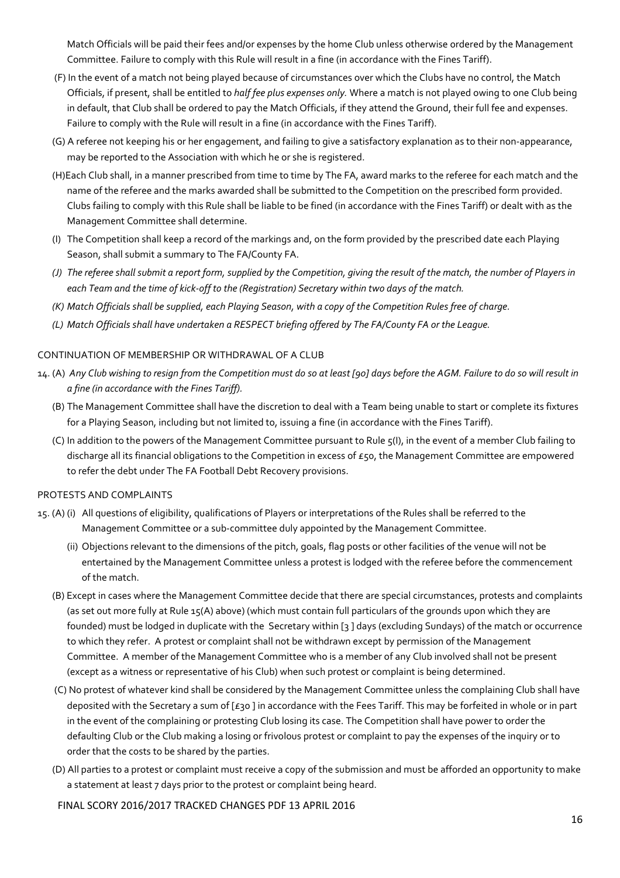Match Officials will be paid their fees and/or expenses by the home Club unless otherwise ordered by the Management Committee. Failure to comply with this Rule will result in a fine (in accordance with the Fines Tariff).

(F) In the event of a match not being played because of circumstances over which the Clubs have no control, the Match Officials, if present, shall be entitled to *half fee plus expenses only.* Where a match is not played owing to one Club being in default, that Club shall be ordered to pay the Match Officials, if they attend the Ground, their full fee and expenses. Failure to comply with the Rule will result in a fine (in accordance with the Fines Tariff).

(G) A referee not keeping his or her engagement, and failing to give a satisfactory explanation as to their non-appearance, may be reported to the Association with which he or she is registered.

(H)Each Club shall, in a manner prescribed from time to time by The FA, award marks to the referee for each match and the name of the referee and the marks awarded shall be submitted to the Competition on the prescribed form provided. Clubs failing to comply with this Rule shall be liable to be fined (in accordance with the Fines Tariff) or dealt with as the Management Committee shall determine.

(I) The Competition shall keep a record of the markings and, on the form provided by the prescribed date each Playing Season, shall submit a summary to The FA/County FA.

*(J) The referee shall submit a report form, supplied by the Competition, giving the result of the match, the number of Players in each Team and the time of kick-off to the (Registration) Secretary within two days of the match.*

*(K) Match Officials shall be supplied, each Playing Season, with a copy of the Competition Rules free of charge.*

*(L) Match Officials shall have undertaken a RESPECT briefing offered by The FA/County FA or the League.*

## CONTINUATION OF MEMBERSHIP OR WITHDRAWAL OF A CLUB

14. (A) *Any Club wishing to resign from the Competition must do so at least [90] days before the AGM. Failure to do so will result in a fine (in accordance with the Fines Tariff).*

(B) The Management Committee shall have the discretion to deal with a Team being unable to start or complete its fixtures for a Playing Season, including but not limited to, issuing a fine (in accordance with the Fines Tariff).

(C) In addition to the powers of the Management Committee pursuant to Rule 5(I), in the event of a member Club failing to discharge all its financial obligations to the Competition in excess of £50, the Management Committee are empowered to refer the debt under The FA Football Debt Recovery provisions.

## PROTESTS AND COMPLAINTS

15. (A) (i) All questions of eligibility, qualifications of Players or interpretations of the Rules shall be referred to the Management Committee or a sub-committee duly appointed by the Management Committee.

(ii) Objections relevant to the dimensions of the pitch, goals, flag posts or other facilities of the venue will not be entertained by the Management Committee unless a protest is lodged with the referee before the commencement of the match.

(B) Except in cases where the Management Committee decide that there are special circumstances, protests and complaints (as set out more fully at Rule 15(A) above) (which must contain full particulars of the grounds upon which they are founded) must be lodged in duplicate with the Secretary within [3 ] days (excluding Sundays) of the match or occurrence to which they refer. A protest or complaint shall not be withdrawn except by permission of the Management Committee. A member of the Management Committee who is a member of any Club involved shall not be present (except as a witness or representative of his Club) when such protest or complaint is being determined.

(C) No protest of whatever kind shall be considered by the Management Committee unless the complaining Club shall have deposited with the Secretary a sum of [£30 ] in accordance with the Fees Tariff. This may be forfeited in whole or in part in the event of the complaining or protesting Club losing its case. The Competition shall have power to order the defaulting Club or the Club making a losing or frivolous protest or complaint to pay the expenses of the inquiry or to order that the costs to be shared by the parties.

(D) All parties to a protest or complaint must receive a copy of the submission and must be afforded an opportunity to make a statement at least 7 days prior to the protest or complaint being heard.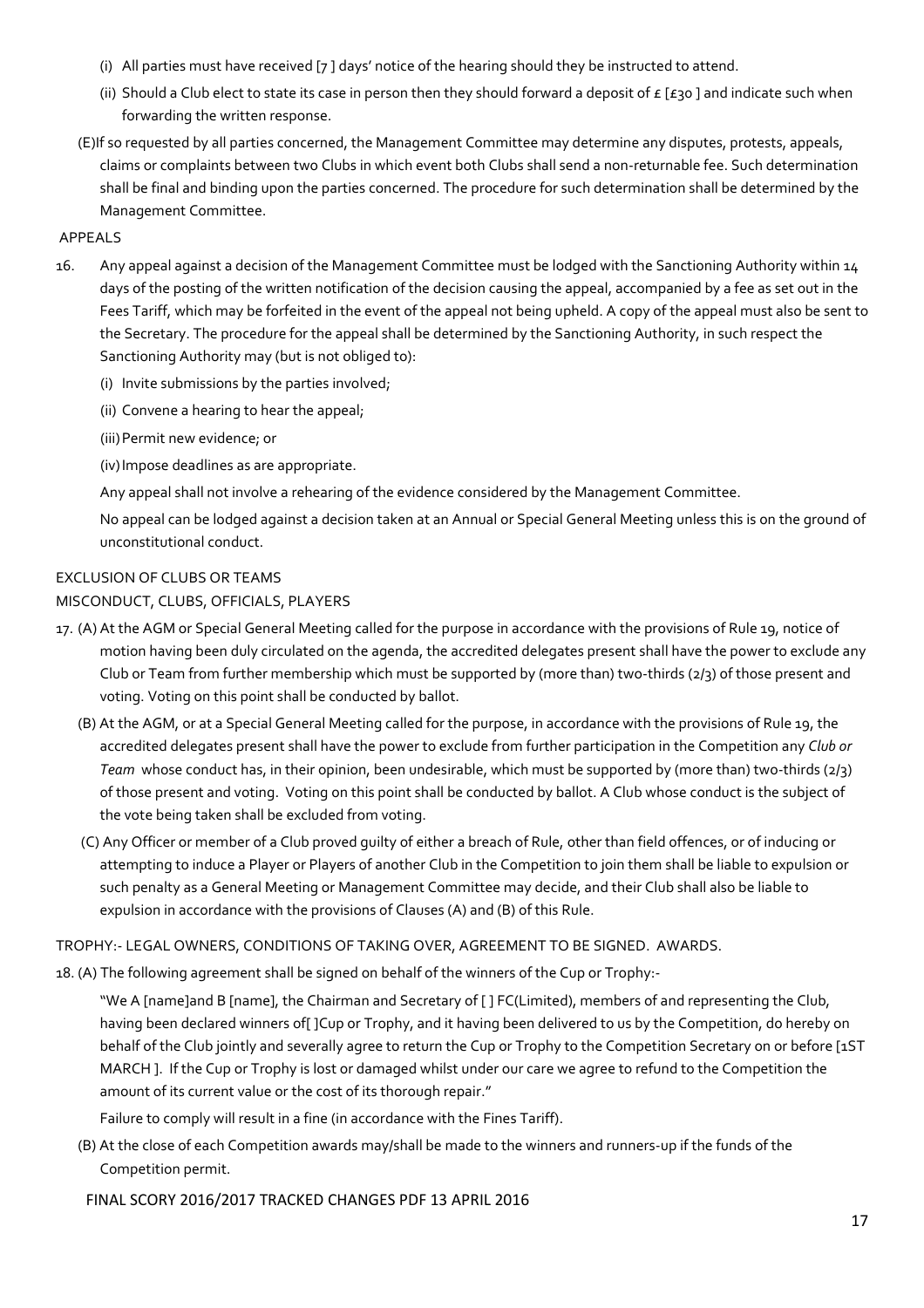(i) All parties must have received [7 ] days' notice of the hearing should they be instructed to attend.

(ii) Should a Club elect to state its case in person then they should forward a deposit of £ [£30 ] and indicate such when forwarding the written response.

(E)If so requested by all parties concerned, the Management Committee may determine any disputes, protests, appeals, claims or complaints between two Clubs in which event both Clubs shall send a non-returnable fee. Such determination shall be final and binding upon the parties concerned. The procedure for such determination shall be determined by the Management Committee.

APPEALS

16. Any appeal against a decision of the Management Committee must be lodged with the Sanctioning Authority within 14 days of the posting of the written notification of the decision causing the appeal, accompanied by a fee as set out in the Fees Tariff, which may be forfeited in the event of the appeal not being upheld. A copy of the appeal must also be sent to the Secretary. The procedure for the appeal shall be determined by the Sanctioning Authority, in such respect the Sanctioning Authority may (but is not obliged to):

    (i) Invite submissions by the parties involved;

    (ii) Convene a hearing to hear the appeal;

    (iii) Permit new evidence; or

    (iv) Impose deadlines as are appropriate.

    Any appeal shall not involve a rehearing of the evidence considered by the Management Committee.

    No appeal can be lodged against a decision taken at an Annual or Special General Meeting unless this is on the ground of unconstitutional conduct.

EXCLUSION OF CLUBS OR TEAMS

MISCONDUCT, CLUBS, OFFICIALS, PLAYERS

17. (A) At the AGM or Special General Meeting called for the purpose in accordance with the provisions of Rule 19, notice of motion having been duly circulated on the agenda, the accredited delegates present shall have the power to exclude any Club or Team from further membership which must be supported by (more than) two-thirds (2/3) of those present and voting. Voting on this point shall be conducted by ballot.

    (B) At the AGM, or at a Special General Meeting called for the purpose, in accordance with the provisions of Rule 19, the accredited delegates present shall have the power to exclude from further participation in the Competition any *Club or Team* whose conduct has, in their opinion, been undesirable, which must be supported by (more than) two-thirds (2/3) of those present and voting. Voting on this point shall be conducted by ballot. A Club whose conduct is the subject of the vote being taken shall be excluded from voting.

    (C) Any Officer or member of a Club proved guilty of either a breach of Rule, other than field offences, or of inducing or attempting to induce a Player or Players of another Club in the Competition to join them shall be liable to expulsion or such penalty as a General Meeting or Management Committee may decide, and their Club shall also be liable to expulsion in accordance with the provisions of Clauses (A) and (B) of this Rule.

TROPHY:- LEGAL OWNERS, CONDITIONS OF TAKING OVER, AGREEMENT TO BE SIGNED. AWARDS.

18. (A) The following agreement shall be signed on behalf of the winners of the Cup or Trophy:-

    "We A [name]and B [name], the Chairman and Secretary of [ ] FC(Limited), members of and representing the Club, having been declared winners of[ ]Cup or Trophy, and it having been delivered to us by the Competition, do hereby on behalf of the Club jointly and severally agree to return the Cup or Trophy to the Competition Secretary on or before [1ST MARCH ]. If the Cup or Trophy is lost or damaged whilst under our care we agree to refund to the Competition the amount of its current value or the cost of its thorough repair."

    Failure to comply will result in a fine (in accordance with the Fines Tariff).

    (B) At the close of each Competition awards may/shall be made to the winners and runners-up if the funds of the Competition permit.

FINAL SCORY 2016/2017 TRACKED CHANGES PDF 13 APRIL 2016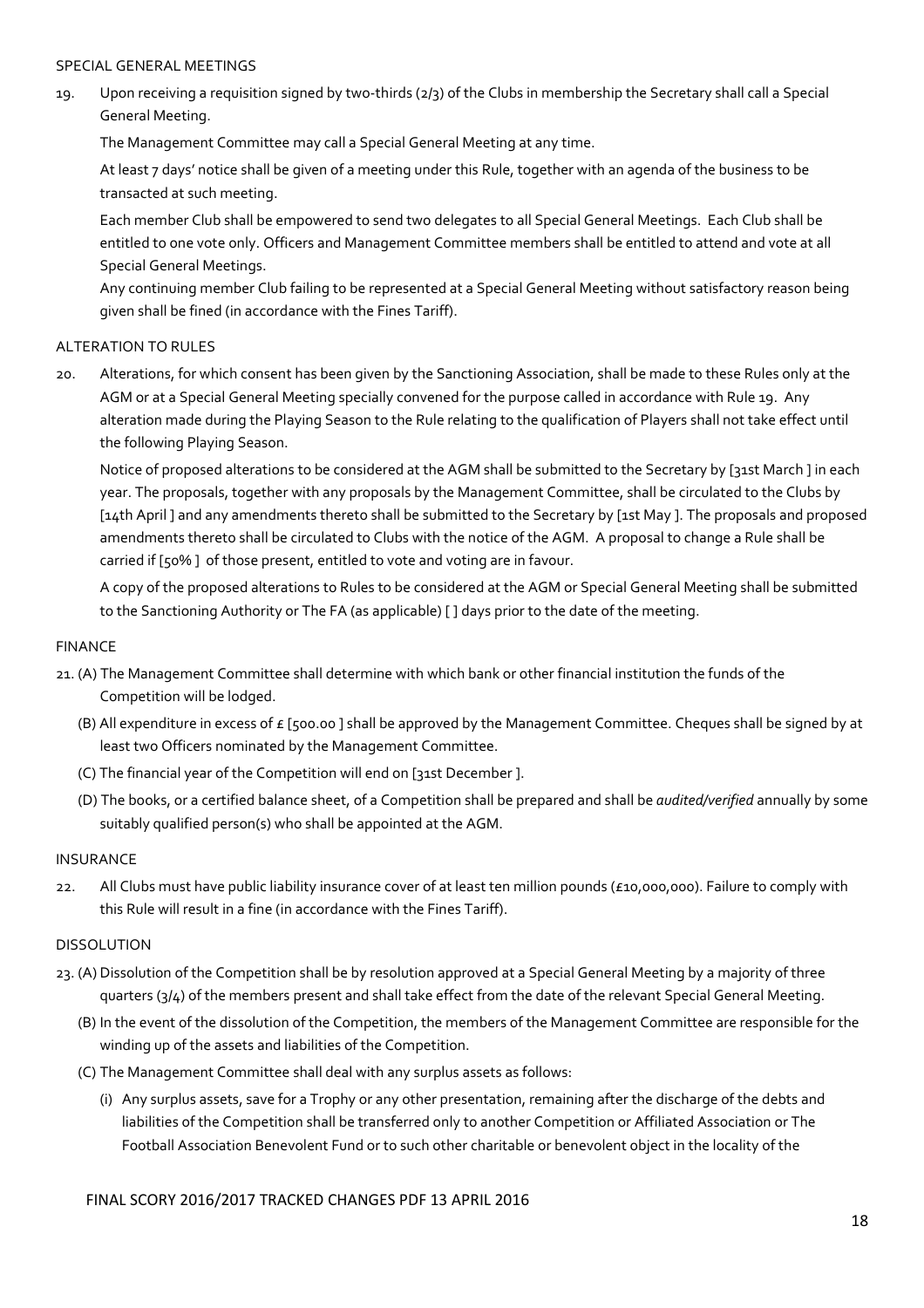SPECIAL GENERAL MEETINGS

19. Upon receiving a requisition signed by two-thirds (2/3) of the Clubs in membership the Secretary shall call a Special General Meeting.

    The Management Committee may call a Special General Meeting at any time.

    At least 7 days' notice shall be given of a meeting under this Rule, together with an agenda of the business to be transacted at such meeting.

    Each member Club shall be empowered to send two delegates to all Special General Meetings. Each Club shall be entitled to one vote only. Officers and Management Committee members shall be entitled to attend and vote at all Special General Meetings.

    Any continuing member Club failing to be represented at a Special General Meeting without satisfactory reason being given shall be fined (in accordance with the Fines Tariff).

ALTERATION TO RULES

20. Alterations, for which consent has been given by the Sanctioning Association, shall be made to these Rules only at the AGM or at a Special General Meeting specially convened for the purpose called in accordance with Rule 19. Any alteration made during the Playing Season to the Rule relating to the qualification of Players shall not take effect until the following Playing Season.

    Notice of proposed alterations to be considered at the AGM shall be submitted to the Secretary by [31st March ] in each year. The proposals, together with any proposals by the Management Committee, shall be circulated to the Clubs by [14th April ] and any amendments thereto shall be submitted to the Secretary by [1st May ]. The proposals and proposed amendments thereto shall be circulated to Clubs with the notice of the AGM. A proposal to change a Rule shall be carried if [50% ] of those present, entitled to vote and voting are in favour.

    A copy of the proposed alterations to Rules to be considered at the AGM or Special General Meeting shall be submitted to the Sanctioning Authority or The FA (as applicable) [ ] days prior to the date of the meeting.

FINANCE

21. (A) The Management Committee shall determine with which bank or other financial institution the funds of the Competition will be lodged.

    (B) All expenditure in excess of £ [500.00 ] shall be approved by the Management Committee. Cheques shall be signed by at least two Officers nominated by the Management Committee.

    (C) The financial year of the Competition will end on [31st December ].

    (D) The books, or a certified balance sheet, of a Competition shall be prepared and shall be *audited/verified* annually by some suitably qualified person(s) who shall be appointed at the AGM.

INSURANCE

22. All Clubs must have public liability insurance cover of at least ten million pounds (£10,000,000). Failure to comply with this Rule will result in a fine (in accordance with the Fines Tariff).

DISSOLUTION

23. (A) Dissolution of the Competition shall be by resolution approved at a Special General Meeting by a majority of three quarters (3/4) of the members present and shall take effect from the date of the relevant Special General Meeting.

    (B) In the event of the dissolution of the Competition, the members of the Management Committee are responsible for the winding up of the assets and liabilities of the Competition.

    (C) The Management Committee shall deal with any surplus assets as follows:

    (i) Any surplus assets, save for a Trophy or any other presentation, remaining after the discharge of the debts and liabilities of the Competition shall be transferred only to another Competition or Affiliated Association or The Football Association Benevolent Fund or to such other charitable or benevolent object in the locality of the

FINAL SCORY 2016/2017 TRACKED CHANGES PDF 13 APRIL 2016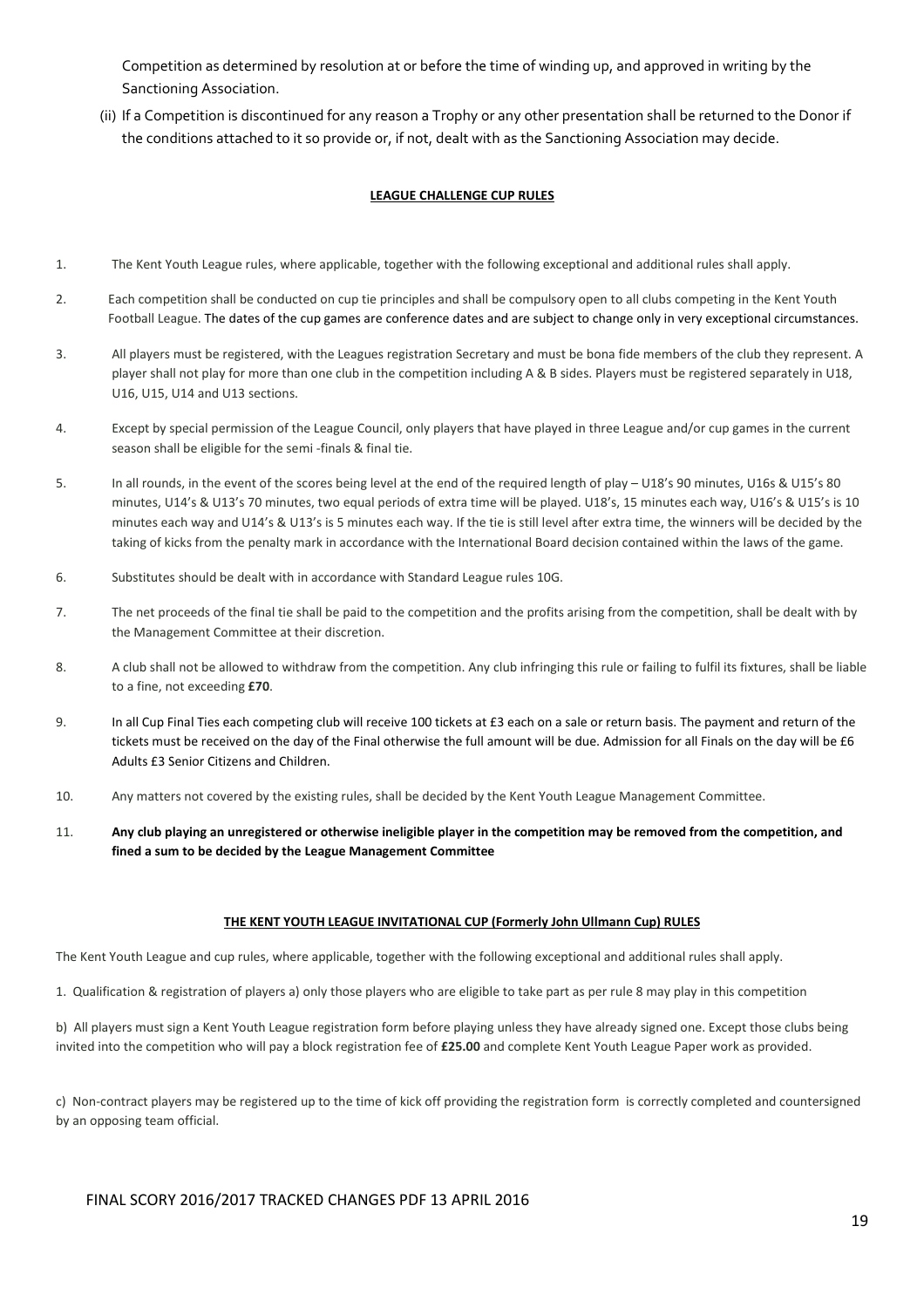Competition as determined by resolution at or before the time of winding up, and approved in writing by the Sanctioning Association.

(ii) If a Competition is discontinued for any reason a Trophy or any other presentation shall be returned to the Donor if the conditions attached to it so provide or, if not, dealt with as the Sanctioning Association may decide.

## LEAGUE CHALLENGE CUP RULES

1. The Kent Youth League rules, where applicable, together with the following exceptional and additional rules shall apply.
2. Each competition shall be conducted on cup tie principles and shall be compulsory open to all clubs competing in the Kent Youth Football League. The dates of the cup games are conference dates and are subject to change only in very exceptional circumstances.
3. All players must be registered, with the Leagues registration Secretary and must be bona fide members of the club they represent. A player shall not play for more than one club in the competition including A & B sides. Players must be registered separately in U18, U16, U15, U14 and U13 sections.
4. Except by special permission of the League Council, only players that have played in three League and/or cup games in the current season shall be eligible for the semi -finals & final tie.
5. In all rounds, in the event of the scores being level at the end of the required length of play – U18's 90 minutes, U16s & U15's 80 minutes, U14's & U13's 70 minutes, two equal periods of extra time will be played. U18's, 15 minutes each way, U16's & U15's is 10 minutes each way and U14's & U13's is 5 minutes each way. If the tie is still level after extra time, the winners will be decided by the taking of kicks from the penalty mark in accordance with the International Board decision contained within the laws of the game.
6. Substitutes should be dealt with in accordance with Standard League rules 10G.
7. The net proceeds of the final tie shall be paid to the competition and the profits arising from the competition, shall be dealt with by the Management Committee at their discretion.
8. A club shall not be allowed to withdraw from the competition. Any club infringing this rule or failing to fulfil its fixtures, shall be liable to a fine, not exceeding **£70**.
9. In all Cup Final Ties each competing club will receive 100 tickets at £3 each on a sale or return basis. The payment and return of the tickets must be received on the day of the Final otherwise the full amount will be due. Admission for all Finals on the day will be £6 Adults £3 Senior Citizens and Children.
10. Any matters not covered by the existing rules, shall be decided by the Kent Youth League Management Committee.
11. **Any club playing an unregistered or otherwise ineligible player in the competition may be removed from the competition, and fined a sum to be decided by the League Management Committee**

## THE KENT YOUTH LEAGUE INVITATIONAL CUP (Formerly John Ullmann Cup) RULES

The Kent Youth League and cup rules, where applicable, together with the following exceptional and additional rules shall apply.

1. Qualification & registration of players a) only those players who are eligible to take part as per rule 8 may play in this competition

b) All players must sign a Kent Youth League registration form before playing unless they have already signed one. Except those clubs being invited into the competition who will pay a block registration fee of **£25.00** and complete Kent Youth League Paper work as provided.

c) Non-contract players may be registered up to the time of kick off providing the registration form is correctly completed and countersigned by an opposing team official.

FINAL SCORY 2016/2017 TRACKED CHANGES PDF 13 APRIL 2016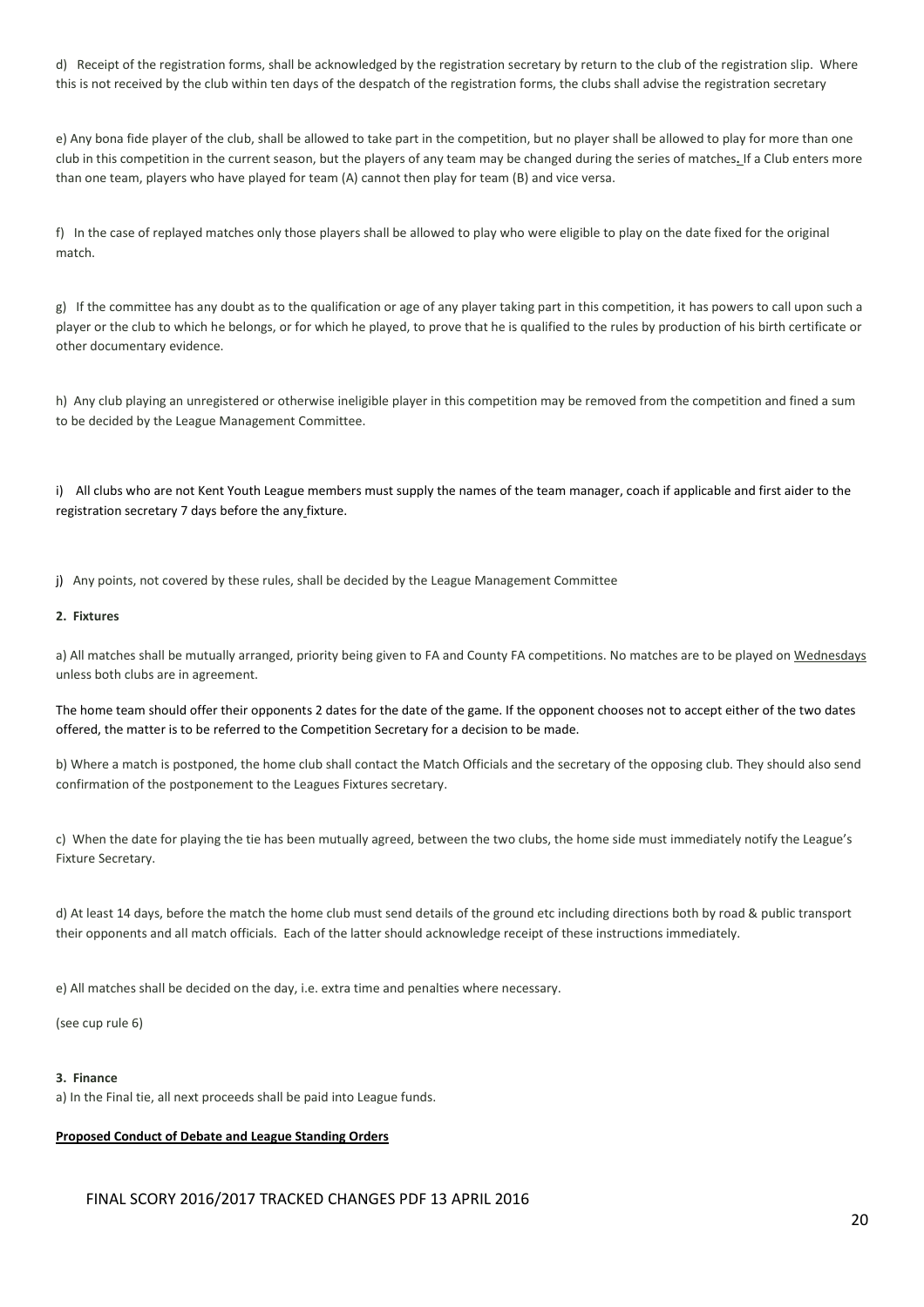d) Receipt of the registration forms, shall be acknowledged by the registration secretary by return to the club of the registration slip. Where this is not received by the club within ten days of the despatch of the registration forms, the clubs shall advise the registration secretary

e) Any bona fide player of the club, shall be allowed to take part in the competition, but no player shall be allowed to play for more than one club in this competition in the current season, but the players of any team may be changed during the series of matches. If a Club enters more than one team, players who have played for team (A) cannot then play for team (B) and vice versa.

f) In the case of replayed matches only those players shall be allowed to play who were eligible to play on the date fixed for the original match.

g) If the committee has any doubt as to the qualification or age of any player taking part in this competition, it has powers to call upon such a player or the club to which he belongs, or for which he played, to prove that he is qualified to the rules by production of his birth certificate or other documentary evidence.

h) Any club playing an unregistered or otherwise ineligible player in this competition may be removed from the competition and fined a sum to be decided by the League Management Committee.

i) All clubs who are not Kent Youth League members must supply the names of the team manager, coach if applicable and first aider to the registration secretary 7 days before the any fixture.

j) Any points, not covered by these rules, shall be decided by the League Management Committee

**2. Fixtures**

a) All matches shall be mutually arranged, priority being given to FA and County FA competitions. No matches are to be played on Wednesdays unless both clubs are in agreement.

The home team should offer their opponents 2 dates for the date of the game. If the opponent chooses not to accept either of the two dates offered, the matter is to be referred to the Competition Secretary for a decision to be made.

b) Where a match is postponed, the home club shall contact the Match Officials and the secretary of the opposing club. They should also send confirmation of the postponement to the Leagues Fixtures secretary.

c) When the date for playing the tie has been mutually agreed, between the two clubs, the home side must immediately notify the League's Fixture Secretary.

d) At least 14 days, before the match the home club must send details of the ground etc including directions both by road & public transport their opponents and all match officials. Each of the latter should acknowledge receipt of these instructions immediately.

e) All matches shall be decided on the day, i.e. extra time and penalties where necessary.

(see cup rule 6)

**3. Finance**

a) In the Final tie, all next proceeds shall be paid into League funds.

**Proposed Conduct of Debate and League Standing Orders**

FINAL SCORY 2016/2017 TRACKED CHANGES PDF 13 APRIL 2016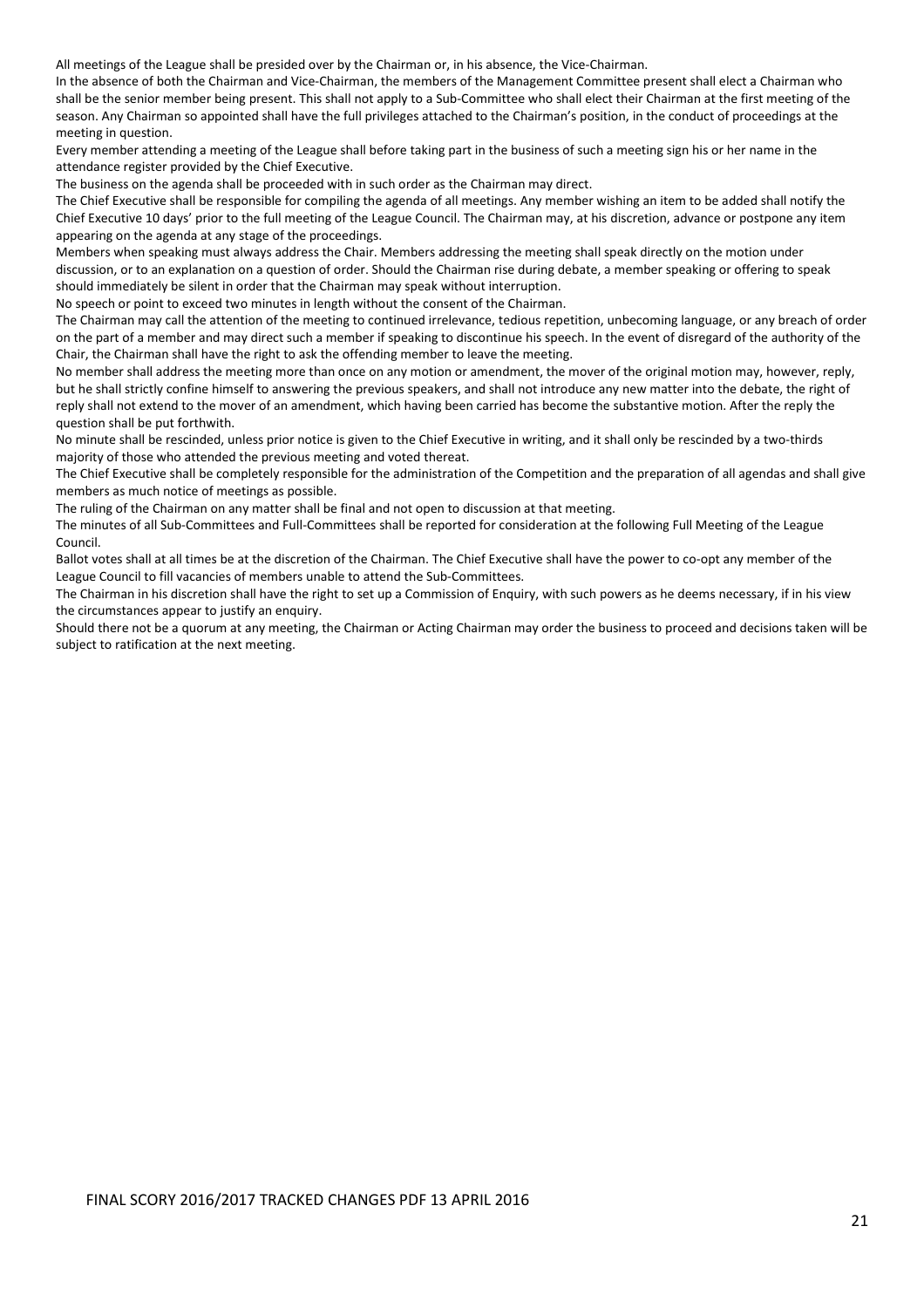All meetings of the League shall be presided over by the Chairman or, in his absence, the Vice-Chairman.

In the absence of both the Chairman and Vice-Chairman, the members of the Management Committee present shall elect a Chairman who shall be the senior member being present. This shall not apply to a Sub-Committee who shall elect their Chairman at the first meeting of the season. Any Chairman so appointed shall have the full privileges attached to the Chairman's position, in the conduct of proceedings at the meeting in question.

Every member attending a meeting of the League shall before taking part in the business of such a meeting sign his or her name in the attendance register provided by the Chief Executive.

The business on the agenda shall be proceeded with in such order as the Chairman may direct.

The Chief Executive shall be responsible for compiling the agenda of all meetings. Any member wishing an item to be added shall notify the Chief Executive 10 days' prior to the full meeting of the League Council. The Chairman may, at his discretion, advance or postpone any item appearing on the agenda at any stage of the proceedings.

Members when speaking must always address the Chair. Members addressing the meeting shall speak directly on the motion under discussion, or to an explanation on a question of order. Should the Chairman rise during debate, a member speaking or offering to speak should immediately be silent in order that the Chairman may speak without interruption.

No speech or point to exceed two minutes in length without the consent of the Chairman.

The Chairman may call the attention of the meeting to continued irrelevance, tedious repetition, unbecoming language, or any breach of order on the part of a member and may direct such a member if speaking to discontinue his speech. In the event of disregard of the authority of the Chair, the Chairman shall have the right to ask the offending member to leave the meeting.

No member shall address the meeting more than once on any motion or amendment, the mover of the original motion may, however, reply, but he shall strictly confine himself to answering the previous speakers, and shall not introduce any new matter into the debate, the right of reply shall not extend to the mover of an amendment, which having been carried has become the substantive motion. After the reply the question shall be put forthwith.

No minute shall be rescinded, unless prior notice is given to the Chief Executive in writing, and it shall only be rescinded by a two-thirds majority of those who attended the previous meeting and voted thereat.

The Chief Executive shall be completely responsible for the administration of the Competition and the preparation of all agendas and shall give members as much notice of meetings as possible.

The ruling of the Chairman on any matter shall be final and not open to discussion at that meeting.

The minutes of all Sub-Committees and Full-Committees shall be reported for consideration at the following Full Meeting of the League Council.

Ballot votes shall at all times be at the discretion of the Chairman. The Chief Executive shall have the power to co-opt any member of the League Council to fill vacancies of members unable to attend the Sub-Committees.

The Chairman in his discretion shall have the right to set up a Commission of Enquiry, with such powers as he deems necessary, if in his view the circumstances appear to justify an enquiry.

Should there not be a quorum at any meeting, the Chairman or Acting Chairman may order the business to proceed and decisions taken will be subject to ratification at the next meeting.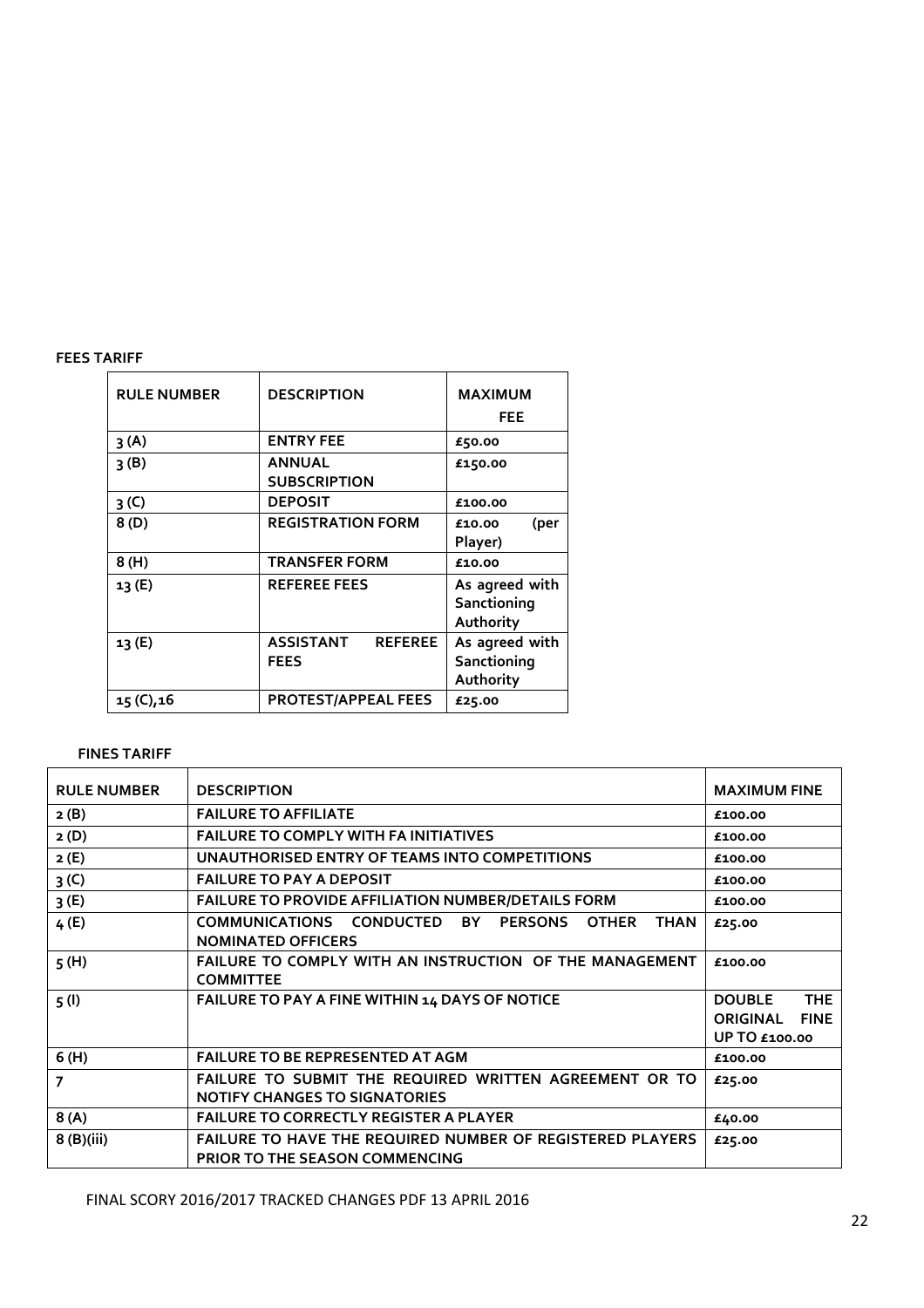**FEES TARIFF**

| RULE NUMBER | DESCRIPTION | MAXIMUM FEE |
|---|---|---|
| 3 (A) | ENTRY FEE | £50.00 |
| 3 (B) | ANNUAL SUBSCRIPTION | £150.00 |
| 3 (C) | DEPOSIT | £100.00 |
| 8 (D) | REGISTRATION FORM | £10.00 (per Player) |
| 8 (H) | TRANSFER FORM | £10.00 |
| 13 (E) | REFEREE FEES | As agreed with Sanctioning Authority |
| 13 (E) | ASSISTANT REFEREE FEES | As agreed with Sanctioning Authority |
| 15 (C),16 | PROTEST/APPEAL FEES | £25.00 |

**FINES TARIFF**

| RULE NUMBER | DESCRIPTION | MAXIMUM FINE |
|---|---|---|
| 2 (B) | FAILURE TO AFFILIATE | £100.00 |
| 2 (D) | FAILURE TO COMPLY WITH FA INITIATIVES | £100.00 |
| 2 (E) | UNAUTHORISED ENTRY OF TEAMS INTO COMPETITIONS | £100.00 |
| 3 (C) | FAILURE TO PAY A DEPOSIT | £100.00 |
| 3 (E) | FAILURE TO PROVIDE AFFILIATION NUMBER/DETAILS FORM | £100.00 |
| 4 (E) | COMMUNICATIONS CONDUCTED BY PERSONS OTHER THAN NOMINATED OFFICERS | £25.00 |
| 5 (H) | FAILURE TO COMPLY WITH AN INSTRUCTION OF THE MANAGEMENT COMMITTEE | £100.00 |
| 5 (I) | FAILURE TO PAY A FINE WITHIN 14 DAYS OF NOTICE | DOUBLE THE ORIGINAL FINE UP TO £100.00 |
| 6 (H) | FAILURE TO BE REPRESENTED AT AGM | £100.00 |
| 7 | FAILURE TO SUBMIT THE REQUIRED WRITTEN AGREEMENT OR TO NOTIFY CHANGES TO SIGNATORIES | £25.00 |
| 8 (A) | FAILURE TO CORRECTLY REGISTER A PLAYER | £40.00 |
| 8 (B)(iii) | FAILURE TO HAVE THE REQUIRED NUMBER OF REGISTERED PLAYERS PRIOR TO THE SEASON COMMENCING | £25.00 |

FINAL SCORY 2016/2017 TRACKED CHANGES PDF 13 APRIL 2016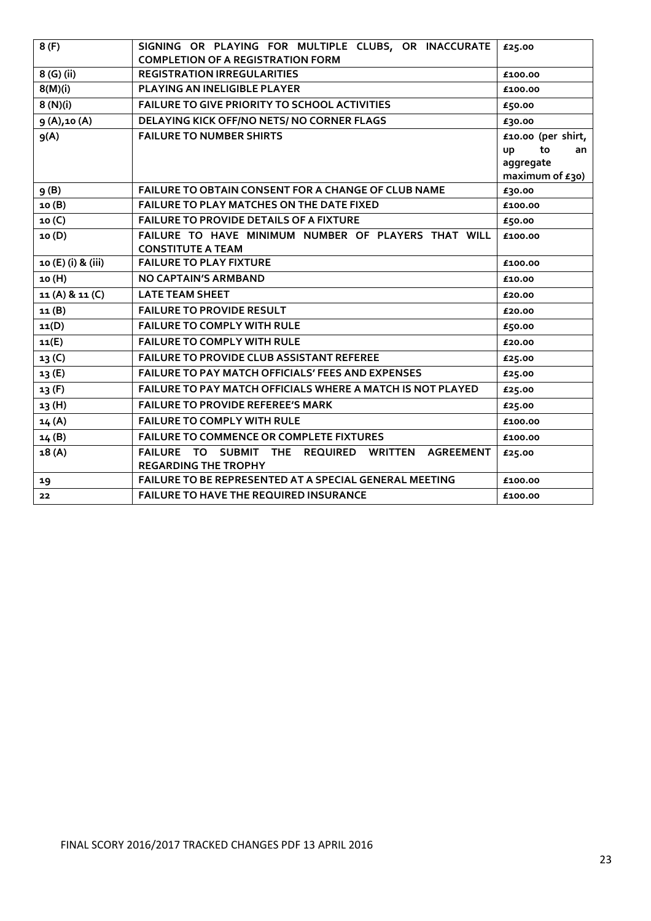| | | |
|---|---|---|
| 8 (F) | SIGNING OR PLAYING FOR MULTIPLE CLUBS, OR INACCURATE COMPLETION OF A REGISTRATION FORM | £25.00 |
| 8 (G) (ii) | REGISTRATION IRREGULARITIES | £100.00 |
| 8(M)(i) | PLAYING AN INELIGIBLE PLAYER | £100.00 |
| 8 (N)(i) | FAILURE TO GIVE PRIORITY TO SCHOOL ACTIVITIES | £50.00 |
| 9 (A),10 (A) | DELAYING KICK OFF/NO NETS/ NO CORNER FLAGS | £30.00 |
| 9(A) | FAILURE TO NUMBER SHIRTS | £10.00 (per shirt, up to an aggregate maximum of £30) |
| 9 (B) | FAILURE TO OBTAIN CONSENT FOR A CHANGE OF CLUB NAME | £30.00 |
| 10 (B) | FAILURE TO PLAY MATCHES ON THE DATE FIXED | £100.00 |
| 10 (C) | FAILURE TO PROVIDE DETAILS OF A FIXTURE | £50.00 |
| 10 (D) | FAILURE TO HAVE MINIMUM NUMBER OF PLAYERS THAT WILL CONSTITUTE A TEAM | £100.00 |
| 10 (E) (i) & (iii) | FAILURE TO PLAY FIXTURE | £100.00 |
| 10 (H) | NO CAPTAIN'S ARMBAND | £10.00 |
| 11 (A) & 11 (C) | LATE TEAM SHEET | £20.00 |
| 11 (B) | FAILURE TO PROVIDE RESULT | £20.00 |
| 11(D) | FAILURE TO COMPLY WITH RULE | £50.00 |
| 11(E) | FAILURE TO COMPLY WITH RULE | £20.00 |
| 13 (C) | FAILURE TO PROVIDE CLUB ASSISTANT REFEREE | £25.00 |
| 13 (E) | FAILURE TO PAY MATCH OFFICIALS' FEES AND EXPENSES | £25.00 |
| 13 (F) | FAILURE TO PAY MATCH OFFICIALS WHERE A MATCH IS NOT PLAYED | £25.00 |
| 13 (H) | FAILURE TO PROVIDE REFEREE'S MARK | £25.00 |
| 14 (A) | FAILURE TO COMPLY WITH RULE | £100.00 |
| 14 (B) | FAILURE TO COMMENCE OR COMPLETE FIXTURES | £100.00 |
| 18 (A) | FAILURE TO SUBMIT THE REQUIRED WRITTEN AGREEMENT REGARDING THE TROPHY | £25.00 |
| 19 | FAILURE TO BE REPRESENTED AT A SPECIAL GENERAL MEETING | £100.00 |
| 22 | FAILURE TO HAVE THE REQUIRED INSURANCE | £100.00 |